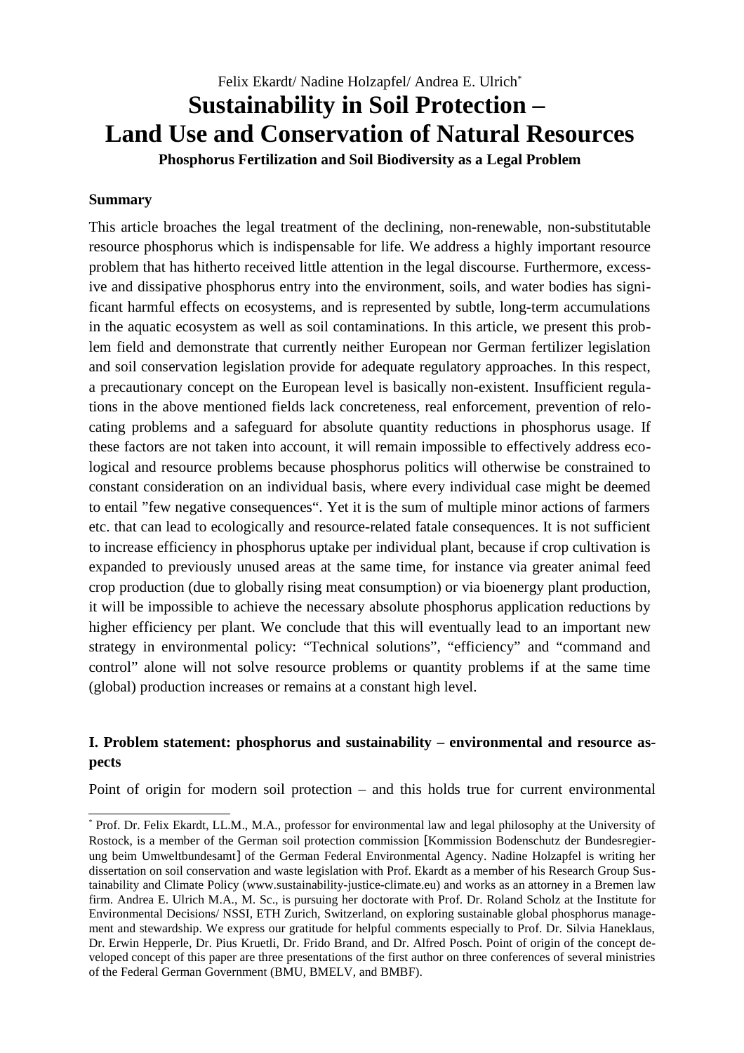Felix Ekardt/ Nadine Holzapfel/ Andrea E. Ulrich*

# Sustainability in Soil Protection – Land Use and Conservation of Natural Resources

**Phosphorus Fertilization and Soil Biodiversity as a Legal Problem**

**Summary**

This article broaches the legal treatment of the declining, non-renewable, non-substitutable resource phosphorus which is indispensable for life. We address a highly important resource problem that has hitherto received little attention in the legal discourse. Furthermore, excessive and dissipative phosphorus entry into the environment, soils, and water bodies has significant harmful effects on ecosystems, and is represented by subtle, long-term accumulations in the aquatic ecosystem as well as soil contaminations. In this article, we present this problem field and demonstrate that currently neither European nor German fertilizer legislation and soil conservation legislation provide for adequate regulatory approaches. In this respect, a precautionary concept on the European level is basically non-existent. Insufficient regulations in the above mentioned fields lack concreteness, real enforcement, prevention of relocating problems and a safeguard for absolute quantity reductions in phosphorus usage. If these factors are not taken into account, it will remain impossible to effectively address ecological and resource problems because phosphorus politics will otherwise be constrained to constant consideration on an individual basis, where every individual case might be deemed to entail "few negative consequences". Yet it is the sum of multiple minor actions of farmers etc. that can lead to ecologically and resource-related fatale consequences. It is not sufficient to increase efficiency in phosphorus uptake per individual plant, because if crop cultivation is expanded to previously unused areas at the same time, for instance via greater animal feed crop production (due to globally rising meat consumption) or via bioenergy plant production, it will be impossible to achieve the necessary absolute phosphorus application reductions by higher efficiency per plant. We conclude that this will eventually lead to an important new strategy in environmental policy: "Technical solutions", "efficiency" and "command and control" alone will not solve resource problems or quantity problems if at the same time (global) production increases or remains at a constant high level.

## I. Problem statement: phosphorus and sustainability – environmental and resource aspects

Point of origin for modern soil protection – and this holds true for current environmental

---

* Prof. Dr. Felix Ekardt, LL.M., M.A., professor for environmental law and legal philosophy at the University of Rostock, is a member of the German soil protection commission [Kommission Bodenschutz der Bundesregierung beim Umweltbundesamt] of the German Federal Environmental Agency. Nadine Holzapfel is writing her dissertation on soil conservation and waste legislation with Prof. Ekardt as a member of his Research Group Sustainability and Climate Policy (www.sustainability-justice-climate.eu) and works as an attorney in a Bremen law firm. Andrea E. Ulrich M.A., M. Sc., is pursuing her doctorate with Prof. Dr. Roland Scholz at the Institute for Environmental Decisions/ NSSI, ETH Zurich, Switzerland, on exploring sustainable global phosphorus management and stewardship. We express our gratitude for helpful comments especially to Prof. Dr. Silvia Haneklaus, Dr. Erwin Hepperle, Dr. Pius Kruetli, Dr. Frido Brand, and Dr. Alfred Posch. Point of origin of the concept developed concept of this paper are three presentations of the first author on three conferences of several ministries of the Federal German Government (BMU, BMELV, and BMBF).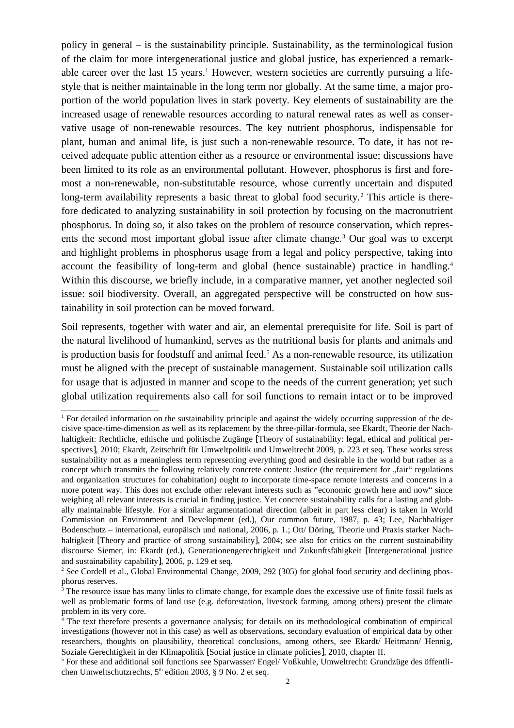policy in general – is the sustainability principle. Sustainability, as the terminological fusion of the claim for more intergenerational justice and global justice, has experienced a remarkable career over the last 15 years.[1] However, western societies are currently pursuing a lifestyle that is neither maintainable in the long term nor globally. At the same time, a major proportion of the world population lives in stark poverty. Key elements of sustainability are the increased usage of renewable resources according to natural renewal rates as well as conservative usage of non-renewable resources. The key nutrient phosphorus, indispensable for plant, human and animal life, is just such a non-renewable resource. To date, it has not received adequate public attention either as a resource or environmental issue; discussions have been limited to its role as an environmental pollutant. However, phosphorus is first and foremost a non-renewable, non-substitutable resource, whose currently uncertain and disputed long-term availability represents a basic threat to global food security.[2] This article is therefore dedicated to analyzing sustainability in soil protection by focusing on the macronutrient phosphorus. In doing so, it also takes on the problem of resource conservation, which represents the second most important global issue after climate change.[3] Our goal was to excerpt and highlight problems in phosphorus usage from a legal and policy perspective, taking into account the feasibility of long-term and global (hence sustainable) practice in handling.[4] Within this discourse, we briefly include, in a comparative manner, yet another neglected soil issue: soil biodiversity. Overall, an aggregated perspective will be constructed on how sustainability in soil protection can be moved forward.

Soil represents, together with water and air, an elemental prerequisite for life. Soil is part of the natural livelihood of humankind, serves as the nutritional basis for plants and animals and is production basis for foodstuff and animal feed.[5] As a non-renewable resource, its utilization must be aligned with the precept of sustainable management. Sustainable soil utilization calls for usage that is adjusted in manner and scope to the needs of the current generation; yet such global utilization requirements also call for soil functions to remain intact or to be improved

---

[1] For detailed information on the sustainability principle and against the widely occurring suppression of the decisive space-time-dimension as well as its replacement by the three-pillar-formula, see Ekardt, Theorie der Nachhaltigkeit: Rechtliche, ethische und politische Zugänge [Theory of sustainability: legal, ethical and political perspectives], 2010; Ekardt, Zeitschrift für Umweltpolitik und Umweltrecht 2009, p. 223 et seq. These works stress sustainability not as a meaningless term representing everything good and desirable in the world but rather as a concept which transmits the following relatively concrete content: Justice (the requirement for „fair" regulations and organization structures for cohabitation) ought to incorporate time-space remote interests and concerns in a more potent way. This does not exclude other relevant interests such as "economic growth here and now" since weighing all relevant interests is crucial in finding justice. Yet concrete sustainability calls for a lasting and globally maintainable lifestyle. For a similar argumentational direction (albeit in part less clear) is taken in World Commission on Environment and Development (ed.), Our common future, 1987, p. 43; Lee, Nachhaltiger Bodenschutz – international, europäisch und national, 2006, p. 1.; Ott/ Döring, Theorie und Praxis starker Nachhaltigkeit [Theory and practice of strong sustainability], 2004; see also for critics on the current sustainability discourse Siemer, in: Ekardt (ed.), Generationengerechtigkeit und Zukunftsfähigkeit [Intergenerational justice and sustainability capability], 2006, p. 129 et seq.

[2] See Cordell et al., Global Environmental Change, 2009, 292 (305) for global food security and declining phosphorus reserves.

[3] The resource issue has many links to climate change, for example does the excessive use of finite fossil fuels as well as problematic forms of land use (e.g. deforestation, livestock farming, among others) present the climate problem in its very core.

[4] The text therefore presents a governance analysis; for details on its methodological combination of empirical investigations (however not in this case) as well as observations, secondary evaluation of empirical data by other researchers, thoughts on plausibility, theoretical conclusions, among others, see Ekardt/ Heitmann/ Hennig, Soziale Gerechtigkeit in der Klimapolitik [Social justice in climate policies], 2010, chapter II.

[5] For these and additional soil functions see Sparwasser/ Engel/ Voßkuhle, Umweltrecht: Grundzüge des öffentlichen Umweltschutzrechts, 5th edition 2003, § 9 No. 2 et seq.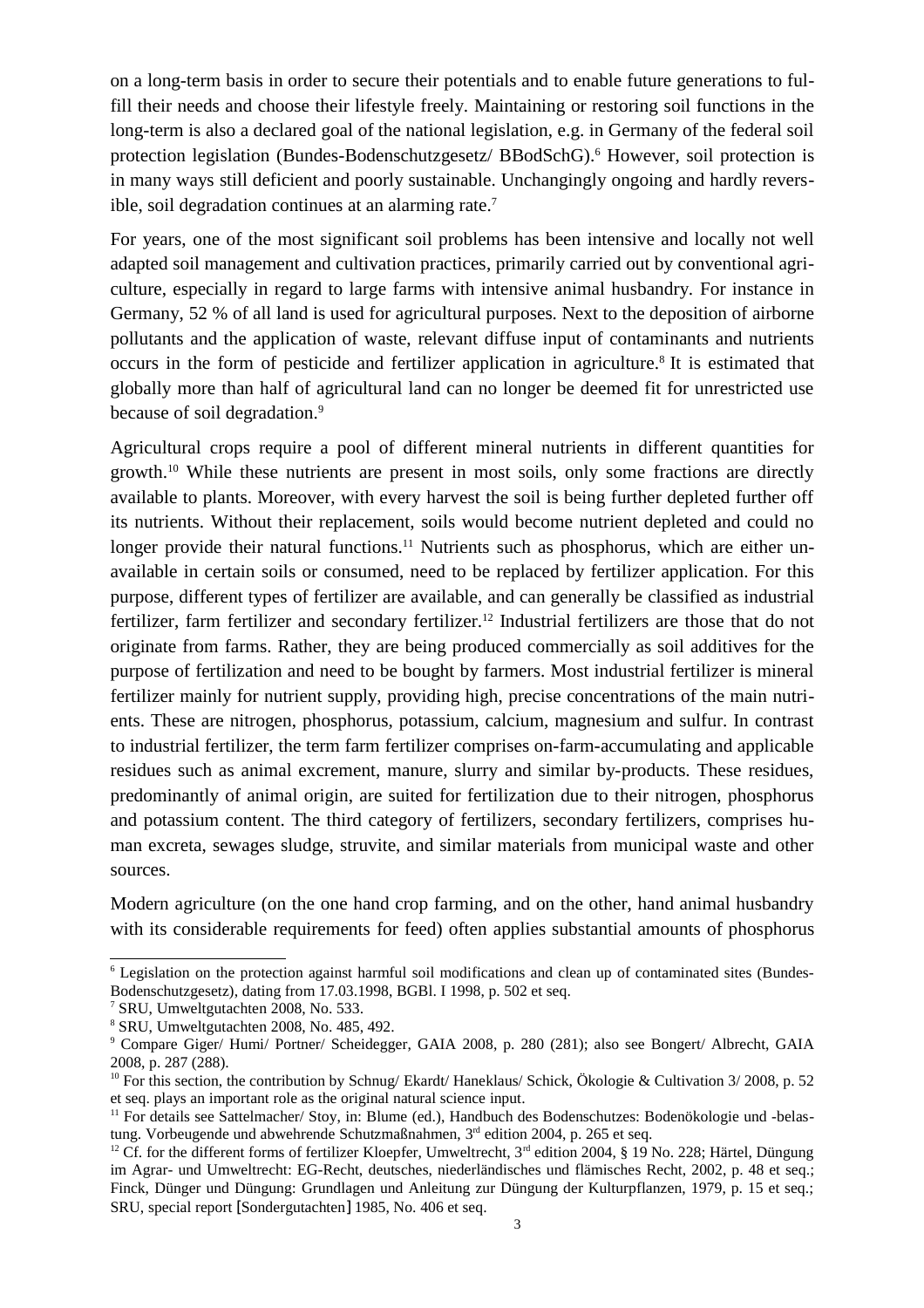on a long-term basis in order to secure their potentials and to enable future generations to fulfill their needs and choose their lifestyle freely. Maintaining or restoring soil functions in the long-term is also a declared goal of the national legislation, e.g. in Germany of the federal soil protection legislation (Bundes-Bodenschutzgesetz/ BBodSchG).[6] However, soil protection is in many ways still deficient and poorly sustainable. Unchangingly ongoing and hardly reversible, soil degradation continues at an alarming rate.[7]

For years, one of the most significant soil problems has been intensive and locally not well adapted soil management and cultivation practices, primarily carried out by conventional agriculture, especially in regard to large farms with intensive animal husbandry. For instance in Germany, 52 % of all land is used for agricultural purposes. Next to the deposition of airborne pollutants and the application of waste, relevant diffuse input of contaminants and nutrients occurs in the form of pesticide and fertilizer application in agriculture.[8] It is estimated that globally more than half of agricultural land can no longer be deemed fit for unrestricted use because of soil degradation.[9]

Agricultural crops require a pool of different mineral nutrients in different quantities for growth.[10] While these nutrients are present in most soils, only some fractions are directly available to plants. Moreover, with every harvest the soil is being further depleted further off its nutrients. Without their replacement, soils would become nutrient depleted and could no longer provide their natural functions.[11] Nutrients such as phosphorus, which are either unavailable in certain soils or consumed, need to be replaced by fertilizer application. For this purpose, different types of fertilizer are available, and can generally be classified as industrial fertilizer, farm fertilizer and secondary fertilizer.[12] Industrial fertilizers are those that do not originate from farms. Rather, they are being produced commercially as soil additives for the purpose of fertilization and need to be bought by farmers. Most industrial fertilizer is mineral fertilizer mainly for nutrient supply, providing high, precise concentrations of the main nutrients. These are nitrogen, phosphorus, potassium, calcium, magnesium and sulfur. In contrast to industrial fertilizer, the term farm fertilizer comprises on-farm-accumulating and applicable residues such as animal excrement, manure, slurry and similar by-products. These residues, predominantly of animal origin, are suited for fertilization due to their nitrogen, phosphorus and potassium content. The third category of fertilizers, secondary fertilizers, comprises human excreta, sewages sludge, struvite, and similar materials from municipal waste and other sources.

Modern agriculture (on the one hand crop farming, and on the other, hand animal husbandry with its considerable requirements for feed) often applies substantial amounts of phosphorus

---

[6] Legislation on the protection against harmful soil modifications and clean up of contaminated sites (Bundes-Bodenschutzgesetz), dating from 17.03.1998, BGBl. I 1998, p. 502 et seq.

[7] SRU, Umweltgutachten 2008, No. 533.

[8] SRU, Umweltgutachten 2008, No. 485, 492.

[9] Compare Giger/ Humi/ Portner/ Scheidegger, GAIA 2008, p. 280 (281); also see Bongert/ Albrecht, GAIA 2008, p. 287 (288).

[10] For this section, the contribution by Schnug/ Ekardt/ Haneklaus/ Schick, Ökologie & Cultivation 3/ 2008, p. 52 et seq. plays an important role as the original natural science input.

[11] For details see Sattelmacher/ Stoy, in: Blume (ed.), Handbuch des Bodenschutzes: Bodenökologie und -belastung. Vorbeugende und abwehrende Schutzmaßnahmen, 3rd edition 2004, p. 265 et seq.

[12] Cf. for the different forms of fertilizer Kloepfer, Umweltrecht, 3rd edition 2004, § 19 No. 228; Härtel, Düngung im Agrar- und Umweltrecht: EG-Recht, deutsches, niederländisches und flämisches Recht, 2002, p. 48 et seq.; Finck, Dünger und Düngung: Grundlagen und Anleitung zur Düngung der Kulturpflanzen, 1979, p. 15 et seq.; SRU, special report [Sondergutachten] 1985, No. 406 et seq.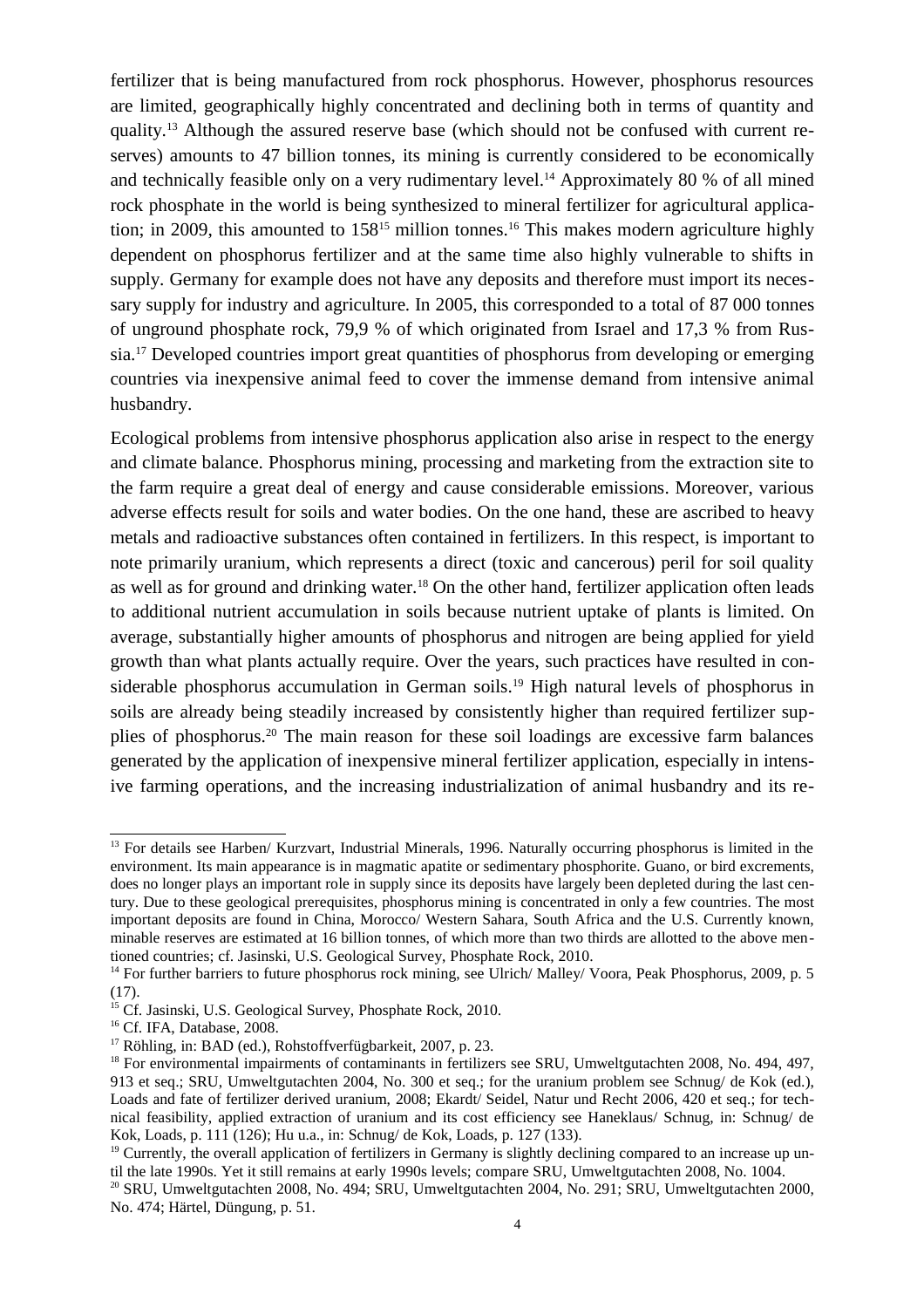fertilizer that is being manufactured from rock phosphorus. However, phosphorus resources are limited, geographically highly concentrated and declining both in terms of quantity and quality.[13] Although the assured reserve base (which should not be confused with current reserves) amounts to 47 billion tonnes, its mining is currently considered to be economically and technically feasible only on a very rudimentary level.[14] Approximately 80 % of all mined rock phosphate in the world is being synthesized to mineral fertilizer for agricultural application; in 2009, this amounted to 158[15] million tonnes.[16] This makes modern agriculture highly dependent on phosphorus fertilizer and at the same time also highly vulnerable to shifts in supply. Germany for example does not have any deposits and therefore must import its necessary supply for industry and agriculture. In 2005, this corresponded to a total of 87 000 tonnes of unground phosphate rock, 79,9 % of which originated from Israel and 17,3 % from Russia.[17] Developed countries import great quantities of phosphorus from developing or emerging countries via inexpensive animal feed to cover the immense demand from intensive animal husbandry.

Ecological problems from intensive phosphorus application also arise in respect to the energy and climate balance. Phosphorus mining, processing and marketing from the extraction site to the farm require a great deal of energy and cause considerable emissions. Moreover, various adverse effects result for soils and water bodies. On the one hand, these are ascribed to heavy metals and radioactive substances often contained in fertilizers. In this respect, is important to note primarily uranium, which represents a direct (toxic and cancerous) peril for soil quality as well as for ground and drinking water.[18] On the other hand, fertilizer application often leads to additional nutrient accumulation in soils because nutrient uptake of plants is limited. On average, substantially higher amounts of phosphorus and nitrogen are being applied for yield growth than what plants actually require. Over the years, such practices have resulted in considerable phosphorus accumulation in German soils.[19] High natural levels of phosphorus in soils are already being steadily increased by consistently higher than required fertilizer supplies of phosphorus.[20] The main reason for these soil loadings are excessive farm balances generated by the application of inexpensive mineral fertilizer application, especially in intensive farming operations, and the increasing industrialization of animal husbandry and its re-

---

[13] For details see Harben/ Kurzvart, Industrial Minerals, 1996. Naturally occurring phosphorus is limited in the environment. Its main appearance is in magmatic apatite or sedimentary phosphorite. Guano, or bird excrements, does no longer plays an important role in supply since its deposits have largely been depleted during the last century. Due to these geological prerequisites, phosphorus mining is concentrated in only a few countries. The most important deposits are found in China, Morocco/ Western Sahara, South Africa and the U.S. Currently known, minable reserves are estimated at 16 billion tonnes, of which more than two thirds are allotted to the above mentioned countries; cf. Jasinski, U.S. Geological Survey, Phosphate Rock, 2010.

[14] For further barriers to future phosphorus rock mining, see Ulrich/ Malley/ Voora, Peak Phosphorus, 2009, p. 5 (17).

[15] Cf. Jasinski, U.S. Geological Survey, Phosphate Rock, 2010.

[16] Cf. IFA, Database, 2008.

[17] Röhling, in: BAD (ed.), Rohstoffverfügbarkeit, 2007, p. 23.

[18] For environmental impairments of contaminants in fertilizers see SRU, Umweltgutachten 2008, No. 494, 497, 913 et seq.; SRU, Umweltgutachten 2004, No. 300 et seq.; for the uranium problem see Schnug/ de Kok (ed.), Loads and fate of fertilizer derived uranium, 2008; Ekardt/ Seidel, Natur und Recht 2006, 420 et seq.; for technical feasibility, applied extraction of uranium and its cost efficiency see Haneklaus/ Schnug, in: Schnug/ de Kok, Loads, p. 111 (126); Hu u.a., in: Schnug/ de Kok, Loads, p. 127 (133).

[19] Currently, the overall application of fertilizers in Germany is slightly declining compared to an increase up until the late 1990s. Yet it still remains at early 1990s levels; compare SRU, Umweltgutachten 2008, No. 1004.

[20] SRU, Umweltgutachten 2008, No. 494; SRU, Umweltgutachten 2004, No. 291; SRU, Umweltgutachten 2000, No. 474; Härtel, Düngung, p. 51.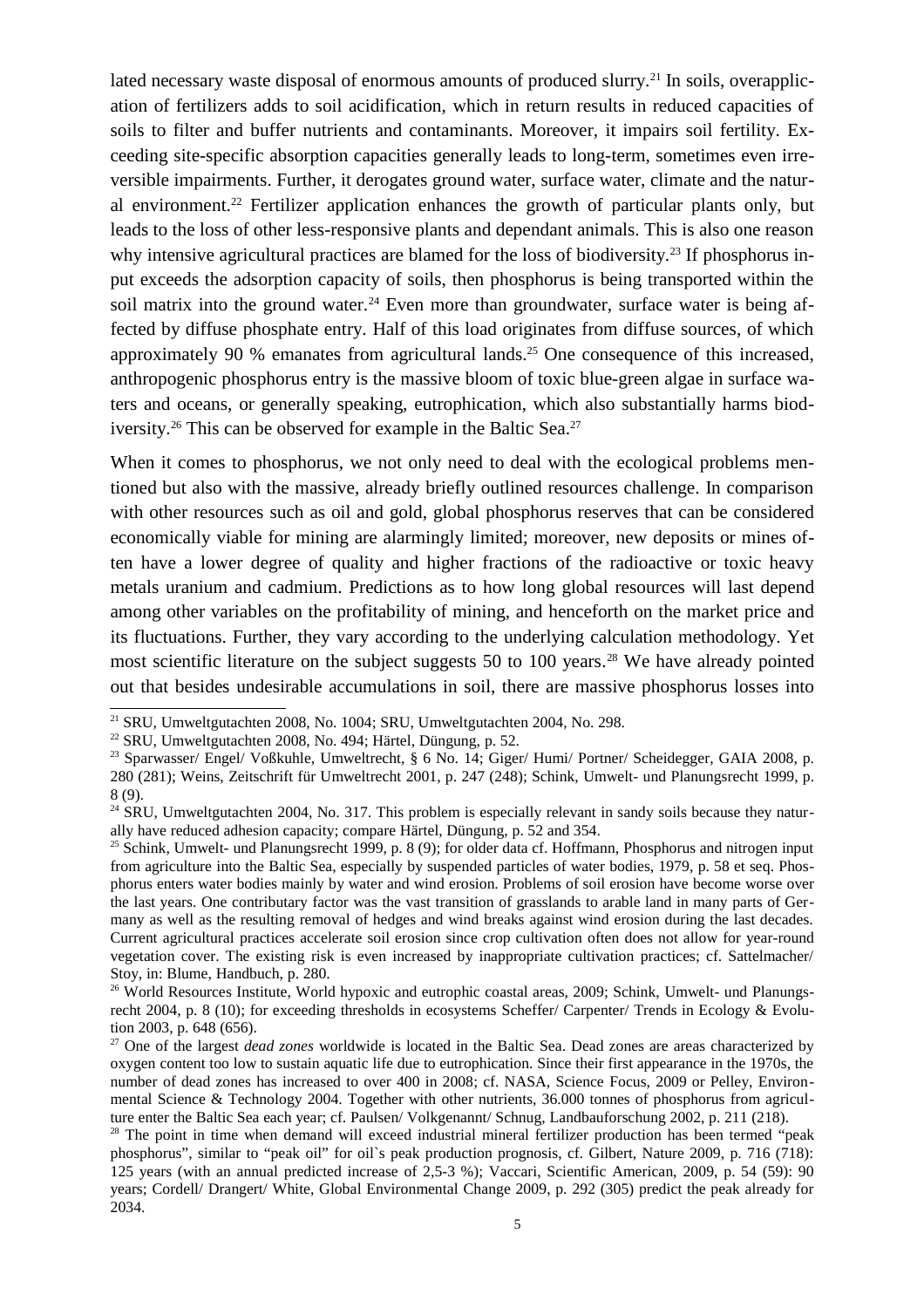lated necessary waste disposal of enormous amounts of produced slurry.[21] In soils, overapplication of fertilizers adds to soil acidification, which in return results in reduced capacities of soils to filter and buffer nutrients and contaminants. Moreover, it impairs soil fertility. Exceeding site-specific absorption capacities generally leads to long-term, sometimes even irreversible impairments. Further, it derogates ground water, surface water, climate and the natural environment.[22] Fertilizer application enhances the growth of particular plants only, but leads to the loss of other less-responsive plants and dependant animals. This is also one reason why intensive agricultural practices are blamed for the loss of biodiversity.[23] If phosphorus input exceeds the adsorption capacity of soils, then phosphorus is being transported within the soil matrix into the ground water.[24] Even more than groundwater, surface water is being affected by diffuse phosphate entry. Half of this load originates from diffuse sources, of which approximately 90 % emanates from agricultural lands.[25] One consequence of this increased, anthropogenic phosphorus entry is the massive bloom of toxic blue-green algae in surface waters and oceans, or generally speaking, eutrophication, which also substantially harms biodiversity.[26] This can be observed for example in the Baltic Sea.[27]

When it comes to phosphorus, we not only need to deal with the ecological problems mentioned but also with the massive, already briefly outlined resources challenge. In comparison with other resources such as oil and gold, global phosphorus reserves that can be considered economically viable for mining are alarmingly limited; moreover, new deposits or mines often have a lower degree of quality and higher fractions of the radioactive or toxic heavy metals uranium and cadmium. Predictions as to how long global resources will last depend among other variables on the profitability of mining, and henceforth on the market price and its fluctuations. Further, they vary according to the underlying calculation methodology. Yet most scientific literature on the subject suggests 50 to 100 years.[28] We have already pointed out that besides undesirable accumulations in soil, there are massive phosphorus losses into

---

[21] SRU, Umweltgutachten 2008, No. 1004; SRU, Umweltgutachten 2004, No. 298.

[22] SRU, Umweltgutachten 2008, No. 494; Härtel, Düngung, p. 52.

[23] Sparwasser/ Engel/ Voßkuhle, Umweltrecht, § 6 No. 14; Giger/ Humi/ Portner/ Scheidegger, GAIA 2008, p. 280 (281); Weins, Zeitschrift für Umweltrecht 2001, p. 247 (248); Schink, Umwelt- und Planungsrecht 1999, p. 8 (9).

[24] SRU, Umweltgutachten 2004, No. 317. This problem is especially relevant in sandy soils because they naturally have reduced adhesion capacity; compare Härtel, Düngung, p. 52 and 354.

[25] Schink, Umwelt- und Planungsrecht 1999, p. 8 (9); for older data cf. Hoffmann, Phosphorus and nitrogen input from agriculture into the Baltic Sea, especially by suspended particles of water bodies, 1979, p. 58 et seq. Phosphorus enters water bodies mainly by water and wind erosion. Problems of soil erosion have become worse over the last years. One contributary factor was the vast transition of grasslands to arable land in many parts of Germany as well as the resulting removal of hedges and wind breaks against wind erosion during the last decades. Current agricultural practices accelerate soil erosion since crop cultivation often does not allow for year-round vegetation cover. The existing risk is even increased by inappropriate cultivation practices; cf. Sattelmacher/ Stoy, in: Blume, Handbuch, p. 280.

[26] World Resources Institute, World hypoxic and eutrophic coastal areas, 2009; Schink, Umwelt- und Planungsrecht 2004, p. 8 (10); for exceeding thresholds in ecosystems Scheffer/ Carpenter/ Trends in Ecology & Evolution 2003, p. 648 (656).

[27] One of the largest *dead zones* worldwide is located in the Baltic Sea. Dead zones are areas characterized by oxygen content too low to sustain aquatic life due to eutrophication. Since their first appearance in the 1970s, the number of dead zones has increased to over 400 in 2008; cf. NASA, Science Focus, 2009 or Pelley, Environmental Science & Technology 2004. Together with other nutrients, 36.000 tonnes of phosphorus from agriculture enter the Baltic Sea each year; cf. Paulsen/ Volkgenannt/ Schnug, Landbauforschung 2002, p. 211 (218).

[28] The point in time when demand will exceed industrial mineral fertilizer production has been termed "peak phosphorus", similar to "peak oil" for oil`s peak production prognosis, cf. Gilbert, Nature 2009, p. 716 (718): 125 years (with an annual predicted increase of 2,5-3 %); Vaccari, Scientific American, 2009, p. 54 (59): 90 years; Cordell/ Drangert/ White, Global Environmental Change 2009, p. 292 (305) predict the peak already for 2034.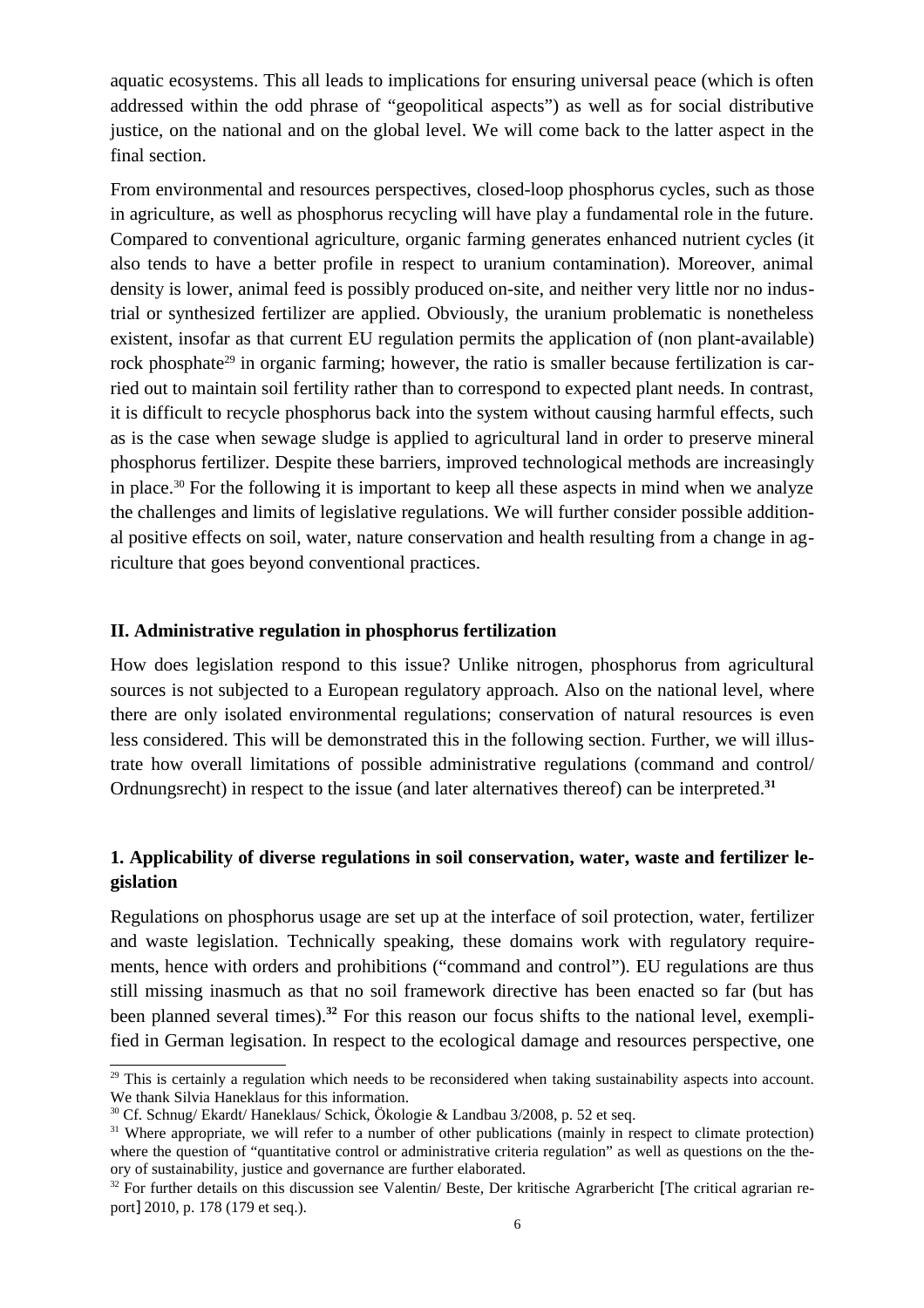aquatic ecosystems. This all leads to implications for ensuring universal peace (which is often addressed within the odd phrase of "geopolitical aspects") as well as for social distributive justice, on the national and on the global level. We will come back to the latter aspect in the final section.

From environmental and resources perspectives, closed-loop phosphorus cycles, such as those in agriculture, as well as phosphorus recycling will have play a fundamental role in the future. Compared to conventional agriculture, organic farming generates enhanced nutrient cycles (it also tends to have a better profile in respect to uranium contamination). Moreover, animal density is lower, animal feed is possibly produced on-site, and neither very little nor no industrial or synthesized fertilizer are applied. Obviously, the uranium problematic is nonetheless existent, insofar as that current EU regulation permits the application of (non plant-available) rock phosphate[29] in organic farming; however, the ratio is smaller because fertilization is carried out to maintain soil fertility rather than to correspond to expected plant needs. In contrast, it is difficult to recycle phosphorus back into the system without causing harmful effects, such as is the case when sewage sludge is applied to agricultural land in order to preserve mineral phosphorus fertilizer. Despite these barriers, improved technological methods are increasingly in place.[30] For the following it is important to keep all these aspects in mind when we analyze the challenges and limits of legislative regulations. We will further consider possible additional positive effects on soil, water, nature conservation and health resulting from a change in agriculture that goes beyond conventional practices.

## II. Administrative regulation in phosphorus fertilization

How does legislation respond to this issue? Unlike nitrogen, phosphorus from agricultural sources is not subjected to a European regulatory approach. Also on the national level, where there are only isolated environmental regulations; conservation of natural resources is even less considered. This will be demonstrated this in the following section. Further, we will illustrate how overall limitations of possible administrative regulations (command and control/ Ordnungsrecht) in respect to the issue (and later alternatives thereof) can be interpreted.[31]

### 1. Applicability of diverse regulations in soil conservation, water, waste and fertilizer legislation

Regulations on phosphorus usage are set up at the interface of soil protection, water, fertilizer and waste legislation. Technically speaking, these domains work with regulatory requirements, hence with orders and prohibitions ("command and control"). EU regulations are thus still missing inasmuch as that no soil framework directive has been enacted so far (but has been planned several times).[32] For this reason our focus shifts to the national level, exemplified in German legisation. In respect to the ecological damage and resources perspective, one

[29] This is certainly a regulation which needs to be reconsidered when taking sustainability aspects into account. We thank Silvia Haneklaus for this information.

[30] Cf. Schnug/ Ekardt/ Haneklaus/ Schick, Ökologie & Landbau 3/2008, p. 52 et seq.

[31] Where appropriate, we will refer to a number of other publications (mainly in respect to climate protection) where the question of "quantitative control or administrative criteria regulation" as well as questions on the theory of sustainability, justice and governance are further elaborated.

[32] For further details on this discussion see Valentin/ Beste, Der kritische Agrarbericht [The critical agrarian report] 2010, p. 178 (179 et seq.).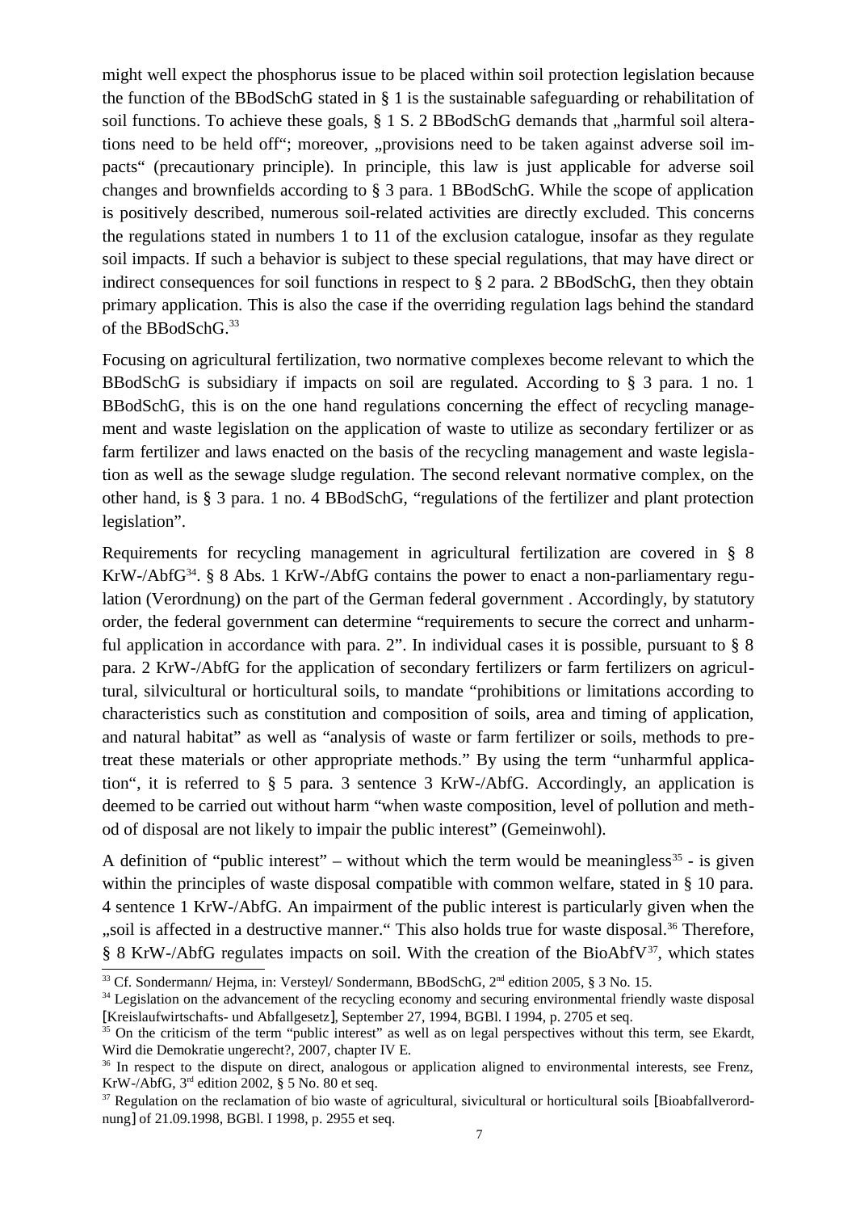might well expect the phosphorus issue to be placed within soil protection legislation because the function of the BBodSchG stated in § 1 is the sustainable safeguarding or rehabilitation of soil functions. To achieve these goals, § 1 S. 2 BBodSchG demands that „harmful soil alterations need to be held off"; moreover, „provisions need to be taken against adverse soil impacts" (precautionary principle). In principle, this law is just applicable for adverse soil changes and brownfields according to § 3 para. 1 BBodSchG. While the scope of application is positively described, numerous soil-related activities are directly excluded. This concerns the regulations stated in numbers 1 to 11 of the exclusion catalogue, insofar as they regulate soil impacts. If such a behavior is subject to these special regulations, that may have direct or indirect consequences for soil functions in respect to § 2 para. 2 BBodSchG, then they obtain primary application. This is also the case if the overriding regulation lags behind the standard of the BBodSchG.[33]

Focusing on agricultural fertilization, two normative complexes become relevant to which the BBodSchG is subsidiary if impacts on soil are regulated. According to § 3 para. 1 no. 1 BBodSchG, this is on the one hand regulations concerning the effect of recycling management and waste legislation on the application of waste to utilize as secondary fertilizer or as farm fertilizer and laws enacted on the basis of the recycling management and waste legislation as well as the sewage sludge regulation. The second relevant normative complex, on the other hand, is § 3 para. 1 no. 4 BBodSchG, "regulations of the fertilizer and plant protection legislation".

Requirements for recycling management in agricultural fertilization are covered in § 8 KrW-/AbfG[34]. § 8 Abs. 1 KrW-/AbfG contains the power to enact a non-parliamentary regulation (Verordnung) on the part of the German federal government . Accordingly, by statutory order, the federal government can determine "requirements to secure the correct and unharmful application in accordance with para. 2". In individual cases it is possible, pursuant to § 8 para. 2 KrW-/AbfG for the application of secondary fertilizers or farm fertilizers on agricultural, silvicultural or horticultural soils, to mandate "prohibitions or limitations according to characteristics such as constitution and composition of soils, area and timing of application, and natural habitat" as well as "analysis of waste or farm fertilizer or soils, methods to pretreat these materials or other appropriate methods." By using the term "unharmful application", it is referred to § 5 para. 3 sentence 3 KrW-/AbfG. Accordingly, an application is deemed to be carried out without harm "when waste composition, level of pollution and method of disposal are not likely to impair the public interest" (Gemeinwohl).

A definition of "public interest" – without which the term would be meaningless[35] - is given within the principles of waste disposal compatible with common welfare, stated in § 10 para. 4 sentence 1 KrW-/AbfG. An impairment of the public interest is particularly given when the „soil is affected in a destructive manner." This also holds true for waste disposal.[36] Therefore, § 8 KrW-/AbfG regulates impacts on soil. With the creation of the BioAbfV[37], which states

---

[33] Cf. Sondermann/ Hejma, in: Versteyl/ Sondermann, BBodSchG, 2nd edition 2005, § 3 No. 15.

[34] Legislation on the advancement of the recycling economy and securing environmental friendly waste disposal [Kreislaufwirtschafts- und Abfallgesetz], September 27, 1994, BGBl. I 1994, p. 2705 et seq.

[35] On the criticism of the term "public interest" as well as on legal perspectives without this term, see Ekardt, Wird die Demokratie ungerecht?, 2007, chapter IV E.

[36] In respect to the dispute on direct, analogous or application aligned to environmental interests, see Frenz, KrW-/AbfG, 3rd edition 2002, § 5 No. 80 et seq.

[37] Regulation on the reclamation of bio waste of agricultural, sivicultural or horticultural soils [Bioabfallverordnung] of 21.09.1998, BGBl. I 1998, p. 2955 et seq.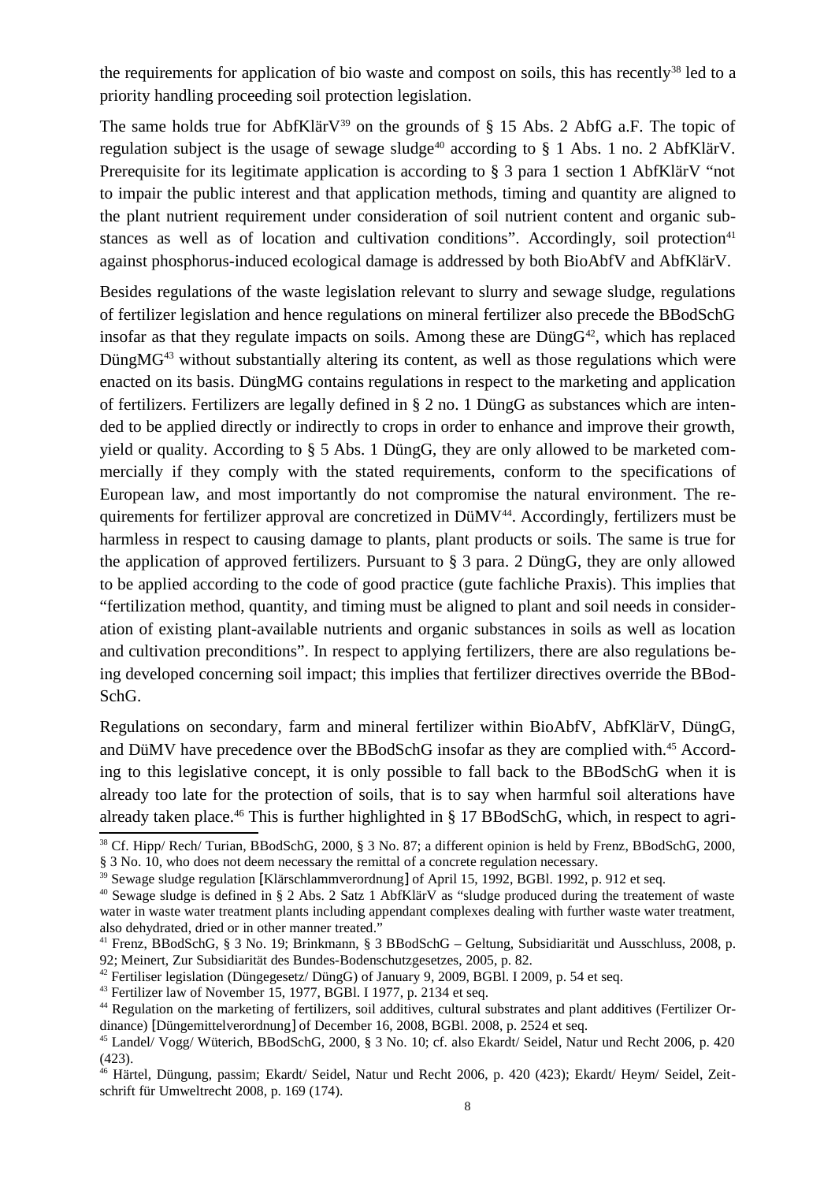the requirements for application of bio waste and compost on soils, this has recently[38] led to a priority handling proceeding soil protection legislation.

The same holds true for AbfKlärV[39] on the grounds of § 15 Abs. 2 AbfG a.F. The topic of regulation subject is the usage of sewage sludge[40] according to § 1 Abs. 1 no. 2 AbfKlärV. Prerequisite for its legitimate application is according to § 3 para 1 section 1 AbfKlärV "not to impair the public interest and that application methods, timing and quantity are aligned to the plant nutrient requirement under consideration of soil nutrient content and organic substances as well as of location and cultivation conditions". Accordingly, soil protection[41] against phosphorus-induced ecological damage is addressed by both BioAbfV and AbfKlärV.

Besides regulations of the waste legislation relevant to slurry and sewage sludge, regulations of fertilizer legislation and hence regulations on mineral fertilizer also precede the BBodSchG insofar as that they regulate impacts on soils. Among these are DüngG[42], which has replaced DüngMG[43] without substantially altering its content, as well as those regulations which were enacted on its basis. DüngMG contains regulations in respect to the marketing and application of fertilizers. Fertilizers are legally defined in § 2 no. 1 DüngG as substances which are intended to be applied directly or indirectly to crops in order to enhance and improve their growth, yield or quality. According to § 5 Abs. 1 DüngG, they are only allowed to be marketed commercially if they comply with the stated requirements, conform to the specifications of European law, and most importantly do not compromise the natural environment. The requirements for fertilizer approval are concretized in DüMV[44]. Accordingly, fertilizers must be harmless in respect to causing damage to plants, plant products or soils. The same is true for the application of approved fertilizers. Pursuant to § 3 para. 2 DüngG, they are only allowed to be applied according to the code of good practice (gute fachliche Praxis). This implies that "fertilization method, quantity, and timing must be aligned to plant and soil needs in consideration of existing plant-available nutrients and organic substances in soils as well as location and cultivation preconditions". In respect to applying fertilizers, there are also regulations being developed concerning soil impact; this implies that fertilizer directives override the BBodSchG.

Regulations on secondary, farm and mineral fertilizer within BioAbfV, AbfKlärV, DüngG, and DüMV have precedence over the BBodSchG insofar as they are complied with.[45] According to this legislative concept, it is only possible to fall back to the BBodSchG when it is already too late for the protection of soils, that is to say when harmful soil alterations have already taken place.[46] This is further highlighted in § 17 BBodSchG, which, in respect to agri-

---

[38] Cf. Hipp/ Rech/ Turian, BBodSchG, 2000, § 3 No. 87; a different opinion is held by Frenz, BBodSchG, 2000, § 3 No. 10, who does not deem necessary the remittal of a concrete regulation necessary.

[39] Sewage sludge regulation [Klärschlammverordnung] of April 15, 1992, BGBl. 1992, p. 912 et seq.

[40] Sewage sludge is defined in § 2 Abs. 2 Satz 1 AbfKlärV as "sludge produced during the treatement of waste water in waste water treatment plants including appendant complexes dealing with further waste water treatment, also dehydrated, dried or in other manner treated."

[41] Frenz, BBodSchG, § 3 No. 19; Brinkmann, § 3 BBodSchG – Geltung, Subsidiarität und Ausschluss, 2008, p. 92; Meinert, Zur Subsidiarität des Bundes-Bodenschutzgesetzes, 2005, p. 82.

[42] Fertiliser legislation (Düngegesetz/ DüngG) of January 9, 2009, BGBl. I 2009, p. 54 et seq.

[43] Fertilizer law of November 15, 1977, BGBl. I 1977, p. 2134 et seq.

[44] Regulation on the marketing of fertilizers, soil additives, cultural substrates and plant additives (Fertilizer Ordinance) [Düngemittelverordnung] of December 16, 2008, BGBl. 2008, p. 2524 et seq.

[45] Landel/ Vogg/ Wüterich, BBodSchG, 2000, § 3 No. 10; cf. also Ekardt/ Seidel, Natur und Recht 2006, p. 420 (423).

[46] Härtel, Düngung, passim; Ekardt/ Seidel, Natur und Recht 2006, p. 420 (423); Ekardt/ Heym/ Seidel, Zeitschrift für Umweltrecht 2008, p. 169 (174).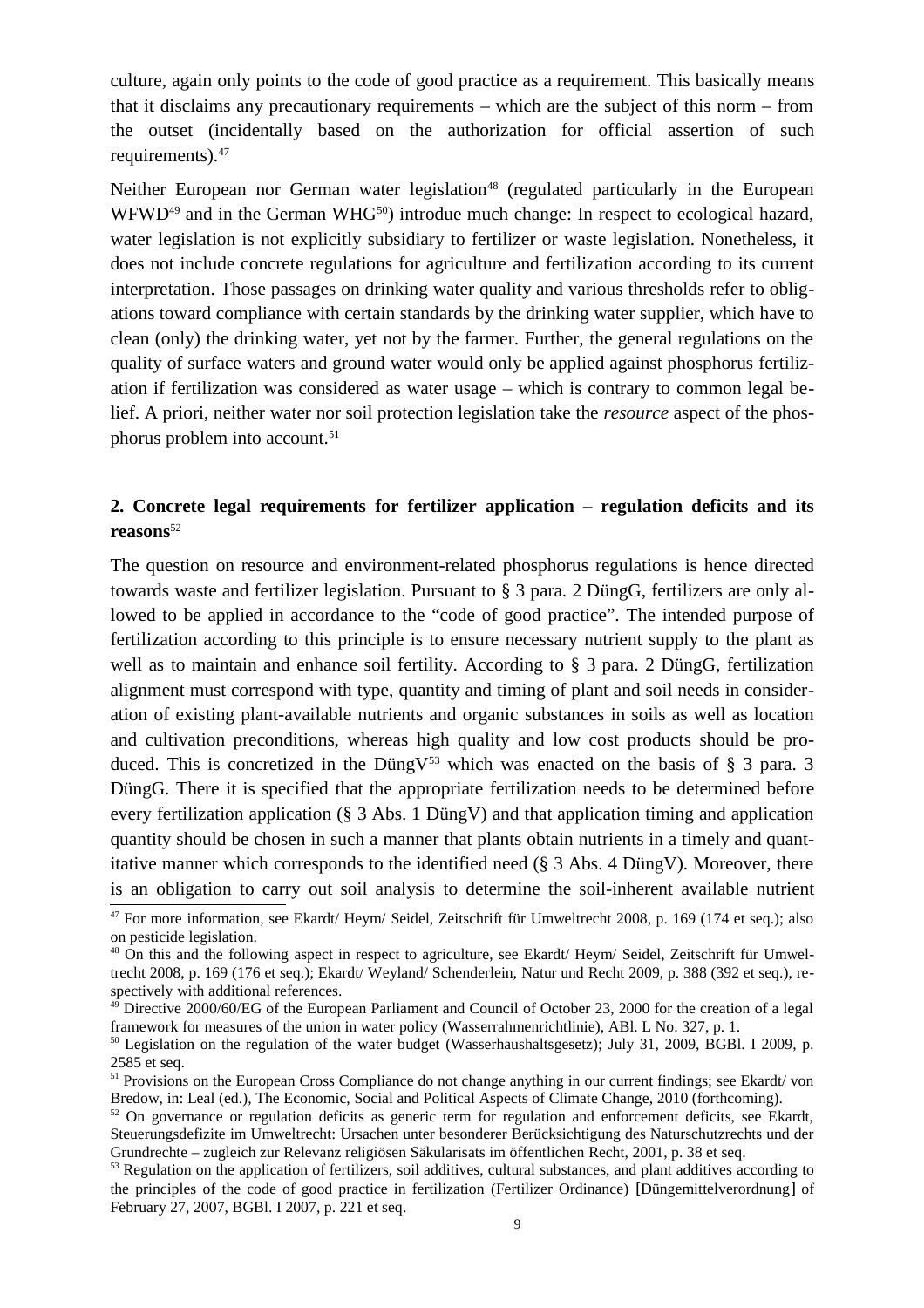culture, again only points to the code of good practice as a requirement. This basically means that it disclaims any precautionary requirements – which are the subject of this norm – from the outset (incidentally based on the authorization for official assertion of such requirements).[47]

Neither European nor German water legislation[48] (regulated particularly in the European WFWD[49] and in the German WHG[50]) introdue much change: In respect to ecological hazard, water legislation is not explicitly subsidiary to fertilizer or waste legislation. Nonetheless, it does not include concrete regulations for agriculture and fertilization according to its current interpretation. Those passages on drinking water quality and various thresholds refer to obligations toward compliance with certain standards by the drinking water supplier, which have to clean (only) the drinking water, yet not by the farmer. Further, the general regulations on the quality of surface waters and ground water would only be applied against phosphorus fertilization if fertilization was considered as water usage – which is contrary to common legal belief. A priori, neither water nor soil protection legislation take the *resource* aspect of the phosphorus problem into account.[51]

## 2. Concrete legal requirements for fertilizer application – regulation deficits and its reasons[52]

The question on resource and environment-related phosphorus regulations is hence directed towards waste and fertilizer legislation. Pursuant to § 3 para. 2 DüngG, fertilizers are only allowed to be applied in accordance to the "code of good practice". The intended purpose of fertilization according to this principle is to ensure necessary nutrient supply to the plant as well as to maintain and enhance soil fertility. According to § 3 para. 2 DüngG, fertilization alignment must correspond with type, quantity and timing of plant and soil needs in consideration of existing plant-available nutrients and organic substances in soils as well as location and cultivation preconditions, whereas high quality and low cost products should be produced. This is concretized in the DüngV[53] which was enacted on the basis of § 3 para. 3 DüngG. There it is specified that the appropriate fertilization needs to be determined before every fertilization application (§ 3 Abs. 1 DüngV) and that application timing and application quantity should be chosen in such a manner that plants obtain nutrients in a timely and quantitative manner which corresponds to the identified need (§ 3 Abs. 4 DüngV). Moreover, there is an obligation to carry out soil analysis to determine the soil-inherent available nutrient

---

[47] For more information, see Ekardt/ Heym/ Seidel, Zeitschrift für Umweltrecht 2008, p. 169 (174 et seq.); also on pesticide legislation.

[48] On this and the following aspect in respect to agriculture, see Ekardt/ Heym/ Seidel, Zeitschrift für Umweltrecht 2008, p. 169 (176 et seq.); Ekardt/ Weyland/ Schenderlein, Natur und Recht 2009, p. 388 (392 et seq.), respectively with additional references.

[49] Directive 2000/60/EG of the European Parliament and Council of October 23, 2000 for the creation of a legal framework for measures of the union in water policy (Wasserrahmenrichtlinie), ABl. L No. 327, p. 1.

[50] Legislation on the regulation of the water budget (Wasserhaushaltsgesetz); July 31, 2009, BGBl. I 2009, p. 2585 et seq.

[51] Provisions on the European Cross Compliance do not change anything in our current findings; see Ekardt/ von Bredow, in: Leal (ed.), The Economic, Social and Political Aspects of Climate Change, 2010 (forthcoming).

[52] On governance or regulation deficits as generic term for regulation and enforcement deficits, see Ekardt, Steuerungsdefizite im Umweltrecht: Ursachen unter besonderer Berücksichtigung des Naturschutzrechts und der Grundrechte – zugleich zur Relevanz religiösen Säkularisats im öffentlichen Recht, 2001, p. 38 et seq.

[53] Regulation on the application of fertilizers, soil additives, cultural substances, and plant additives according to the principles of the code of good practice in fertilization (Fertilizer Ordinance) [Düngemittelverordnung] of February 27, 2007, BGBl. I 2007, p. 221 et seq.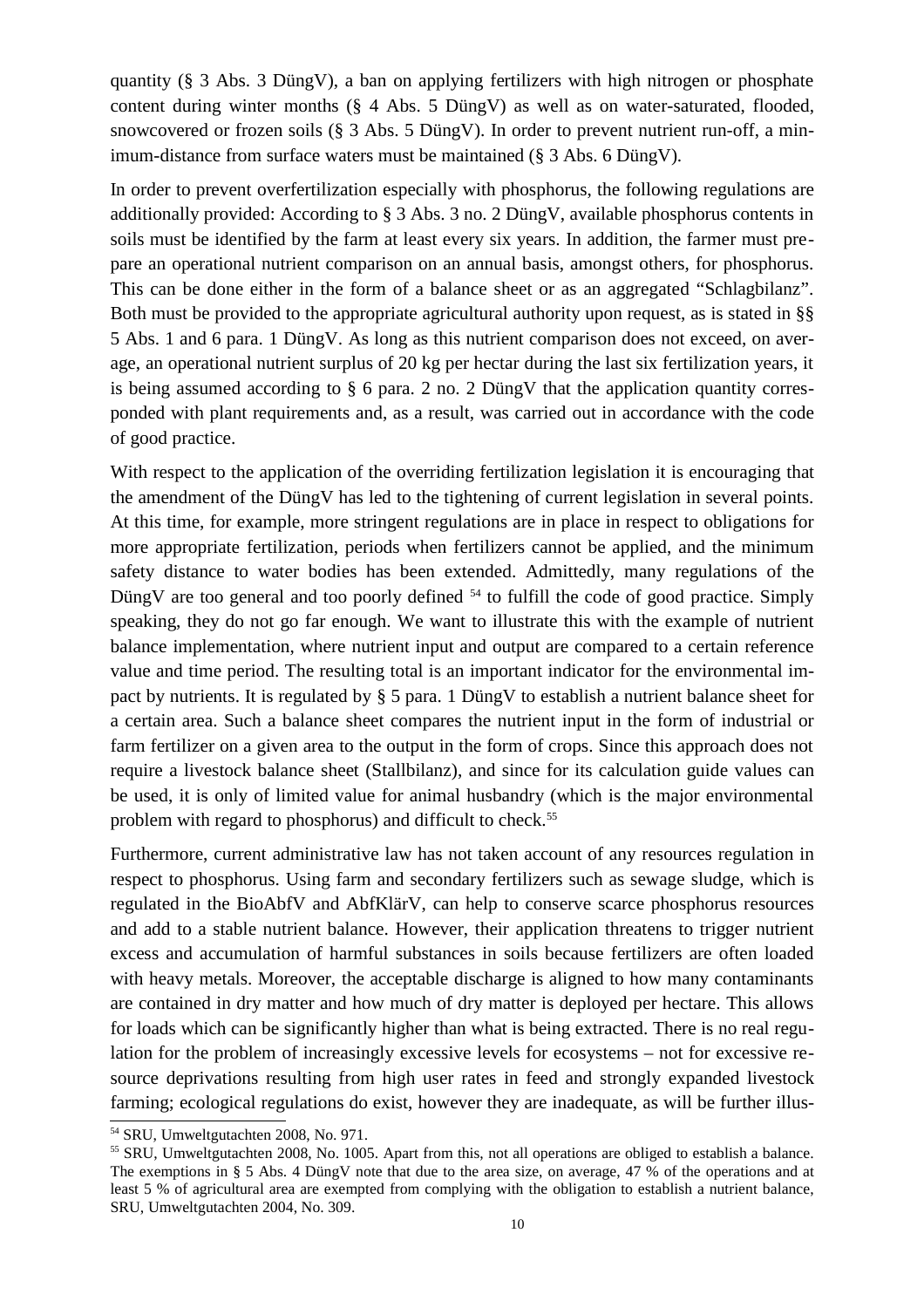quantity (§ 3 Abs. 3 DüngV), a ban on applying fertilizers with high nitrogen or phosphate content during winter months (§ 4 Abs. 5 DüngV) as well as on water-saturated, flooded, snowcovered or frozen soils (§ 3 Abs. 5 DüngV). In order to prevent nutrient run-off, a minimum-distance from surface waters must be maintained (§ 3 Abs. 6 DüngV).

In order to prevent overfertilization especially with phosphorus, the following regulations are additionally provided: According to § 3 Abs. 3 no. 2 DüngV, available phosphorus contents in soils must be identified by the farm at least every six years. In addition, the farmer must prepare an operational nutrient comparison on an annual basis, amongst others, for phosphorus. This can be done either in the form of a balance sheet or as an aggregated "Schlagbilanz". Both must be provided to the appropriate agricultural authority upon request, as is stated in §§ 5 Abs. 1 and 6 para. 1 DüngV. As long as this nutrient comparison does not exceed, on average, an operational nutrient surplus of 20 kg per hectar during the last six fertilization years, it is being assumed according to § 6 para. 2 no. 2 DüngV that the application quantity corresponded with plant requirements and, as a result, was carried out in accordance with the code of good practice.

With respect to the application of the overriding fertilization legislation it is encouraging that the amendment of the DüngV has led to the tightening of current legislation in several points. At this time, for example, more stringent regulations are in place in respect to obligations for more appropriate fertilization, periods when fertilizers cannot be applied, and the minimum safety distance to water bodies has been extended. Admittedly, many regulations of the DüngV are too general and too poorly defined [54] to fulfill the code of good practice. Simply speaking, they do not go far enough. We want to illustrate this with the example of nutrient balance implementation, where nutrient input and output are compared to a certain reference value and time period. The resulting total is an important indicator for the environmental impact by nutrients. It is regulated by § 5 para. 1 DüngV to establish a nutrient balance sheet for a certain area. Such a balance sheet compares the nutrient input in the form of industrial or farm fertilizer on a given area to the output in the form of crops. Since this approach does not require a livestock balance sheet (Stallbilanz), and since for its calculation guide values can be used, it is only of limited value for animal husbandry (which is the major environmental problem with regard to phosphorus) and difficult to check.[55]

Furthermore, current administrative law has not taken account of any resources regulation in respect to phosphorus. Using farm and secondary fertilizers such as sewage sludge, which is regulated in the BioAbfV and AbfKlärV, can help to conserve scarce phosphorus resources and add to a stable nutrient balance. However, their application threatens to trigger nutrient excess and accumulation of harmful substances in soils because fertilizers are often loaded with heavy metals. Moreover, the acceptable discharge is aligned to how many contaminants are contained in dry matter and how much of dry matter is deployed per hectare. This allows for loads which can be significantly higher than what is being extracted. There is no real regulation for the problem of increasingly excessive levels for ecosystems – not for excessive resource deprivations resulting from high user rates in feed and strongly expanded livestock farming; ecological regulations do exist, however they are inadequate, as will be further illus-

[54] SRU, Umweltgutachten 2008, No. 971.

[55] SRU, Umweltgutachten 2008, No. 1005. Apart from this, not all operations are obliged to establish a balance. The exemptions in § 5 Abs. 4 DüngV note that due to the area size, on average, 47 % of the operations and at least 5 % of agricultural area are exempted from complying with the obligation to establish a nutrient balance, SRU, Umweltgutachten 2004, No. 309.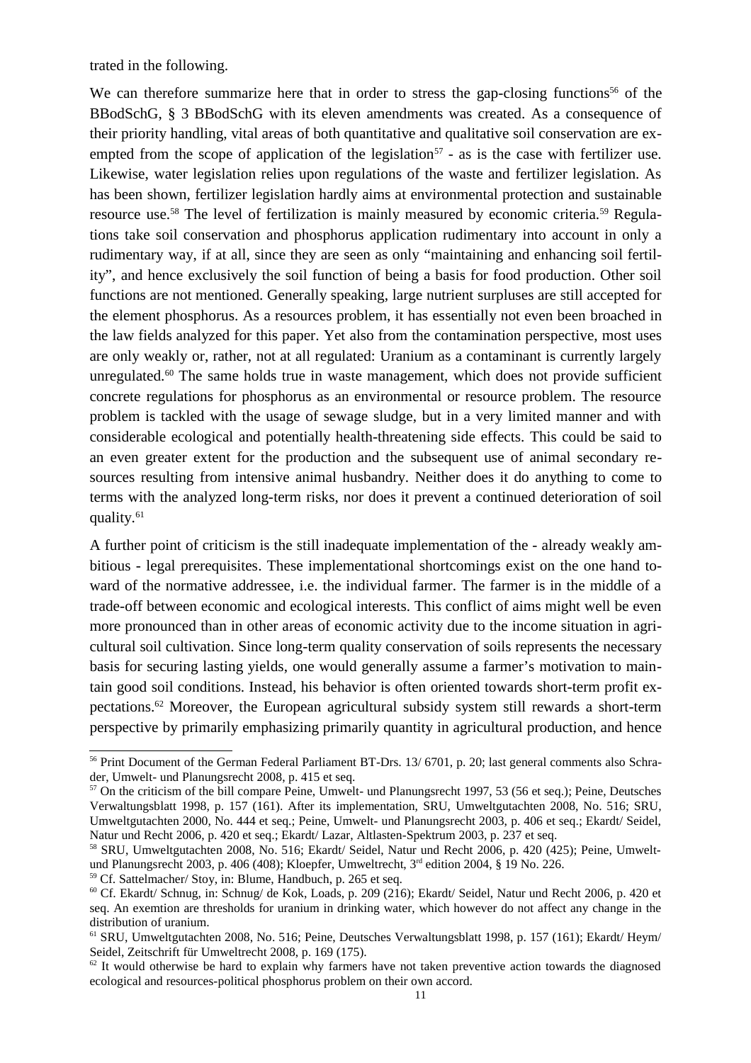trated in the following.

We can therefore summarize here that in order to stress the gap-closing functions[56] of the BBodSchG, § 3 BBodSchG with its eleven amendments was created. As a consequence of their priority handling, vital areas of both quantitative and qualitative soil conservation are exempted from the scope of application of the legislation[57] - as is the case with fertilizer use. Likewise, water legislation relies upon regulations of the waste and fertilizer legislation. As has been shown, fertilizer legislation hardly aims at environmental protection and sustainable resource use.[58] The level of fertilization is mainly measured by economic criteria.[59] Regulations take soil conservation and phosphorus application rudimentary into account in only a rudimentary way, if at all, since they are seen as only "maintaining and enhancing soil fertility", and hence exclusively the soil function of being a basis for food production. Other soil functions are not mentioned. Generally speaking, large nutrient surpluses are still accepted for the element phosphorus. As a resources problem, it has essentially not even been broached in the law fields analyzed for this paper. Yet also from the contamination perspective, most uses are only weakly or, rather, not at all regulated: Uranium as a contaminant is currently largely unregulated.[60] The same holds true in waste management, which does not provide sufficient concrete regulations for phosphorus as an environmental or resource problem. The resource problem is tackled with the usage of sewage sludge, but in a very limited manner and with considerable ecological and potentially health-threatening side effects. This could be said to an even greater extent for the production and the subsequent use of animal secondary resources resulting from intensive animal husbandry. Neither does it do anything to come to terms with the analyzed long-term risks, nor does it prevent a continued deterioration of soil quality.[61]

A further point of criticism is the still inadequate implementation of the - already weakly ambitious - legal prerequisites. These implementational shortcomings exist on the one hand toward of the normative addressee, i.e. the individual farmer. The farmer is in the middle of a trade-off between economic and ecological interests. This conflict of aims might well be even more pronounced than in other areas of economic activity due to the income situation in agricultural soil cultivation. Since long-term quality conservation of soils represents the necessary basis for securing lasting yields, one would generally assume a farmer's motivation to maintain good soil conditions. Instead, his behavior is often oriented towards short-term profit expectations.[62] Moreover, the European agricultural subsidy system still rewards a short-term perspective by primarily emphasizing primarily quantity in agricultural production, and hence

---

[56] Print Document of the German Federal Parliament BT-Drs. 13/ 6701, p. 20; last general comments also Schrader, Umwelt- und Planungsrecht 2008, p. 415 et seq.

[57] On the criticism of the bill compare Peine, Umwelt- und Planungsrecht 1997, 53 (56 et seq.); Peine, Deutsches Verwaltungsblatt 1998, p. 157 (161). After its implementation, SRU, Umweltgutachten 2008, No. 516; SRU, Umweltgutachten 2000, No. 444 et seq.; Peine, Umwelt- und Planungsrecht 2003, p. 406 et seq.; Ekardt/ Seidel, Natur und Recht 2006, p. 420 et seq.; Ekardt/ Lazar, Altlasten-Spektrum 2003, p. 237 et seq.

[58] SRU, Umweltgutachten 2008, No. 516; Ekardt/ Seidel, Natur und Recht 2006, p. 420 (425); Peine, Umwelt- und Planungsrecht 2003, p. 406 (408); Kloepfer, Umweltrecht, 3rd edition 2004, § 19 No. 226.

[59] Cf. Sattelmacher/ Stoy, in: Blume, Handbuch, p. 265 et seq.

[60] Cf. Ekardt/ Schnug, in: Schnug/ de Kok, Loads, p. 209 (216); Ekardt/ Seidel, Natur und Recht 2006, p. 420 et seq. An exemtion are thresholds for uranium in drinking water, which however do not affect any change in the distribution of uranium.

[61] SRU, Umweltgutachten 2008, No. 516; Peine, Deutsches Verwaltungsblatt 1998, p. 157 (161); Ekardt/ Heym/ Seidel, Zeitschrift für Umweltrecht 2008, p. 169 (175).

[62] It would otherwise be hard to explain why farmers have not taken preventive action towards the diagnosed ecological and resources-political phosphorus problem on their own accord.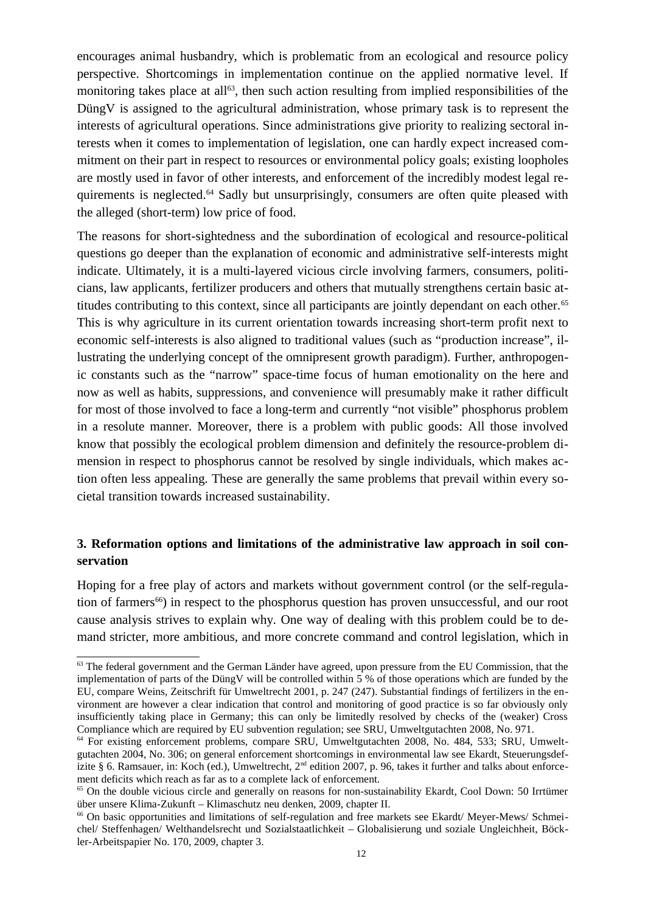encourages animal husbandry, which is problematic from an ecological and resource policy perspective. Shortcomings in implementation continue on the applied normative level. If monitoring takes place at all[63], then such action resulting from implied responsibilities of the DüngV is assigned to the agricultural administration, whose primary task is to represent the interests of agricultural operations. Since administrations give priority to realizing sectoral interests when it comes to implementation of legislation, one can hardly expect increased commitment on their part in respect to resources or environmental policy goals; existing loopholes are mostly used in favor of other interests, and enforcement of the incredibly modest legal requirements is neglected.[64] Sadly but unsurprisingly, consumers are often quite pleased with the alleged (short-term) low price of food.

The reasons for short-sightedness and the subordination of ecological and resource-political questions go deeper than the explanation of economic and administrative self-interests might indicate. Ultimately, it is a multi-layered vicious circle involving farmers, consumers, politicians, law applicants, fertilizer producers and others that mutually strengthens certain basic attitudes contributing to this context, since all participants are jointly dependant on each other.[65] This is why agriculture in its current orientation towards increasing short-term profit next to economic self-interests is also aligned to traditional values (such as "production increase", illustrating the underlying concept of the omnipresent growth paradigm). Further, anthropogenic constants such as the "narrow" space-time focus of human emotionality on the here and now as well as habits, suppressions, and convenience will presumably make it rather difficult for most of those involved to face a long-term and currently "not visible" phosphorus problem in a resolute manner. Moreover, there is a problem with public goods: All those involved know that possibly the ecological problem dimension and definitely the resource-problem dimension in respect to phosphorus cannot be resolved by single individuals, which makes action often less appealing. These are generally the same problems that prevail within every societal transition towards increased sustainability.

## 3. Reformation options and limitations of the administrative law approach in soil conservation

Hoping for a free play of actors and markets without government control (or the self-regulation of farmers[66]) in respect to the phosphorus question has proven unsuccessful, and our root cause analysis strives to explain why. One way of dealing with this problem could be to demand stricter, more ambitious, and more concrete command and control legislation, which in

---

[63] The federal government and the German Länder have agreed, upon pressure from the EU Commission, that the implementation of parts of the DüngV will be controlled within 5 % of those operations which are funded by the EU, compare Weins, Zeitschrift für Umweltrecht 2001, p. 247 (247). Substantial findings of fertilizers in the environment are however a clear indication that control and monitoring of good practice is so far obviously only insufficiently taking place in Germany; this can only be limitedly resolved by checks of the (weaker) Cross Compliance which are required by EU subvention regulation; see SRU, Umweltgutachten 2008, No. 971.

[64] For existing enforcement problems, compare SRU, Umweltgutachten 2008, No. 484, 533; SRU, Umweltgutachten 2004, No. 306; on general enforcement shortcomings in environmental law see Ekardt, Steuerungsdefizite § 6. Ramsauer, in: Koch (ed.), Umweltrecht, 2nd edition 2007, p. 96, takes it further and talks about enforcement deficits which reach as far as to a complete lack of enforcement.

[65] On the double vicious circle and generally on reasons for non-sustainability Ekardt, Cool Down: 50 Irrtümer über unsere Klima-Zukunft – Klimaschutz neu denken, 2009, chapter II.

[66] On basic opportunities and limitations of self-regulation and free markets see Ekardt/ Meyer-Mews/ Schmeichel/ Steffenhagen/ Welthandelsrecht und Sozialstaatlichkeit – Globalisierung und soziale Ungleichheit, Böckler-Arbeitspapier No. 170, 2009, chapter 3.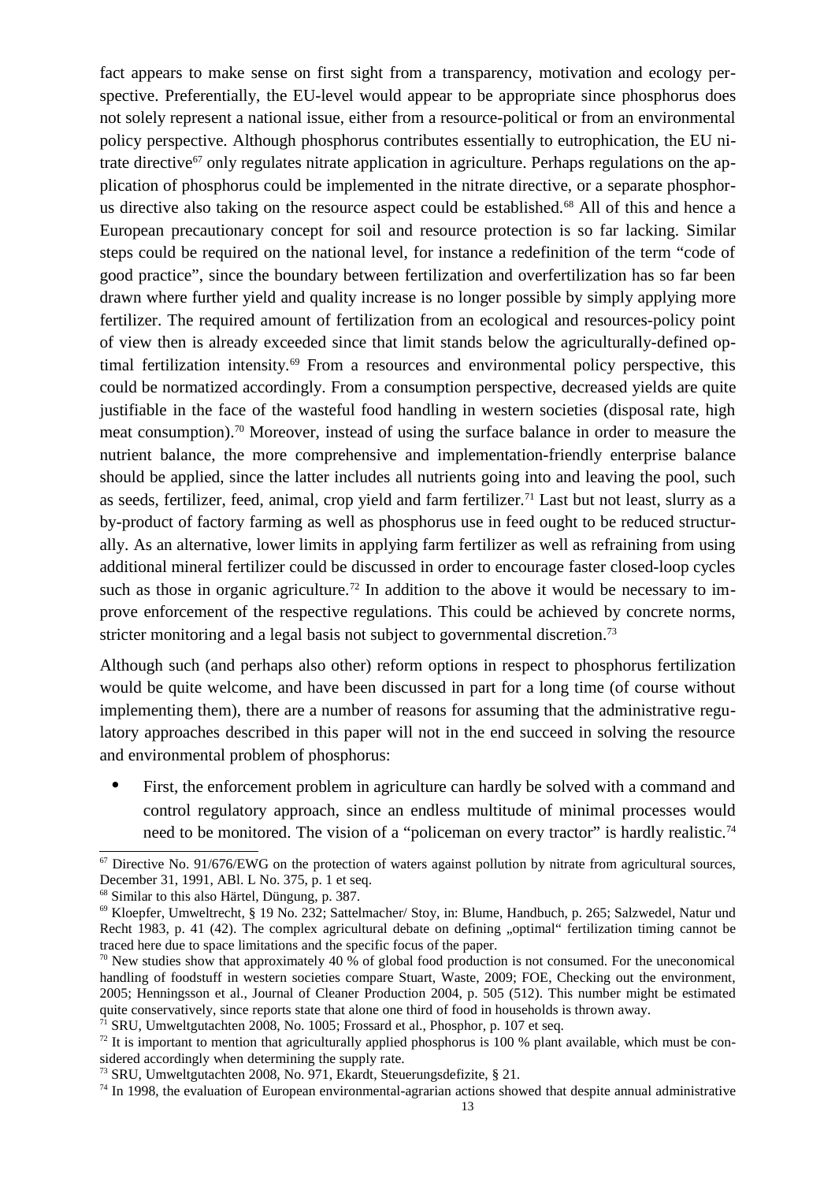fact appears to make sense on first sight from a transparency, motivation and ecology perspective. Preferentially, the EU-level would appear to be appropriate since phosphorus does not solely represent a national issue, either from a resource-political or from an environmental policy perspective. Although phosphorus contributes essentially to eutrophication, the EU nitrate directive[67] only regulates nitrate application in agriculture. Perhaps regulations on the application of phosphorus could be implemented in the nitrate directive, or a separate phosphorus directive also taking on the resource aspect could be established.[68] All of this and hence a European precautionary concept for soil and resource protection is so far lacking. Similar steps could be required on the national level, for instance a redefinition of the term "code of good practice", since the boundary between fertilization and overfertilization has so far been drawn where further yield and quality increase is no longer possible by simply applying more fertilizer. The required amount of fertilization from an ecological and resources-policy point of view then is already exceeded since that limit stands below the agriculturally-defined optimal fertilization intensity.[69] From a resources and environmental policy perspective, this could be normatized accordingly. From a consumption perspective, decreased yields are quite justifiable in the face of the wasteful food handling in western societies (disposal rate, high meat consumption).[70] Moreover, instead of using the surface balance in order to measure the nutrient balance, the more comprehensive and implementation-friendly enterprise balance should be applied, since the latter includes all nutrients going into and leaving the pool, such as seeds, fertilizer, feed, animal, crop yield and farm fertilizer.[71] Last but not least, slurry as a by-product of factory farming as well as phosphorus use in feed ought to be reduced structurally. As an alternative, lower limits in applying farm fertilizer as well as refraining from using additional mineral fertilizer could be discussed in order to encourage faster closed-loop cycles such as those in organic agriculture.[72] In addition to the above it would be necessary to improve enforcement of the respective regulations. This could be achieved by concrete norms, stricter monitoring and a legal basis not subject to governmental discretion.[73]

Although such (and perhaps also other) reform options in respect to phosphorus fertilization would be quite welcome, and have been discussed in part for a long time (of course without implementing them), there are a number of reasons for assuming that the administrative regulatory approaches described in this paper will not in the end succeed in solving the resource and environmental problem of phosphorus:

- First, the enforcement problem in agriculture can hardly be solved with a command and control regulatory approach, since an endless multitude of minimal processes would need to be monitored. The vision of a "policeman on every tractor" is hardly realistic.[74]

---

[67] Directive No. 91/676/EWG on the protection of waters against pollution by nitrate from agricultural sources, December 31, 1991, ABl. L No. 375, p. 1 et seq.

[68] Similar to this also Härtel, Düngung, p. 387.

[69] Kloepfer, Umweltrecht, § 19 No. 232; Sattelmacher/ Stoy, in: Blume, Handbuch, p. 265; Salzwedel, Natur und Recht 1983, p. 41 (42). The complex agricultural debate on defining „optimal" fertilization timing cannot be traced here due to space limitations and the specific focus of the paper.

[70] New studies show that approximately 40 % of global food production is not consumed. For the uneconomical handling of foodstuff in western societies compare Stuart, Waste, 2009; FOE, Checking out the environment, 2005; Henningsson et al., Journal of Cleaner Production 2004, p. 505 (512). This number might be estimated quite conservatively, since reports state that alone one third of food in households is thrown away.

[71] SRU, Umweltgutachten 2008, No. 1005; Frossard et al., Phosphor, p. 107 et seq.

[72] It is important to mention that agriculturally applied phosphorus is 100 % plant available, which must be considered accordingly when determining the supply rate.

[73] SRU, Umweltgutachten 2008, No. 971, Ekardt, Steuerungsdefizite, § 21.

[74] In 1998, the evaluation of European environmental-agrarian actions showed that despite annual administrative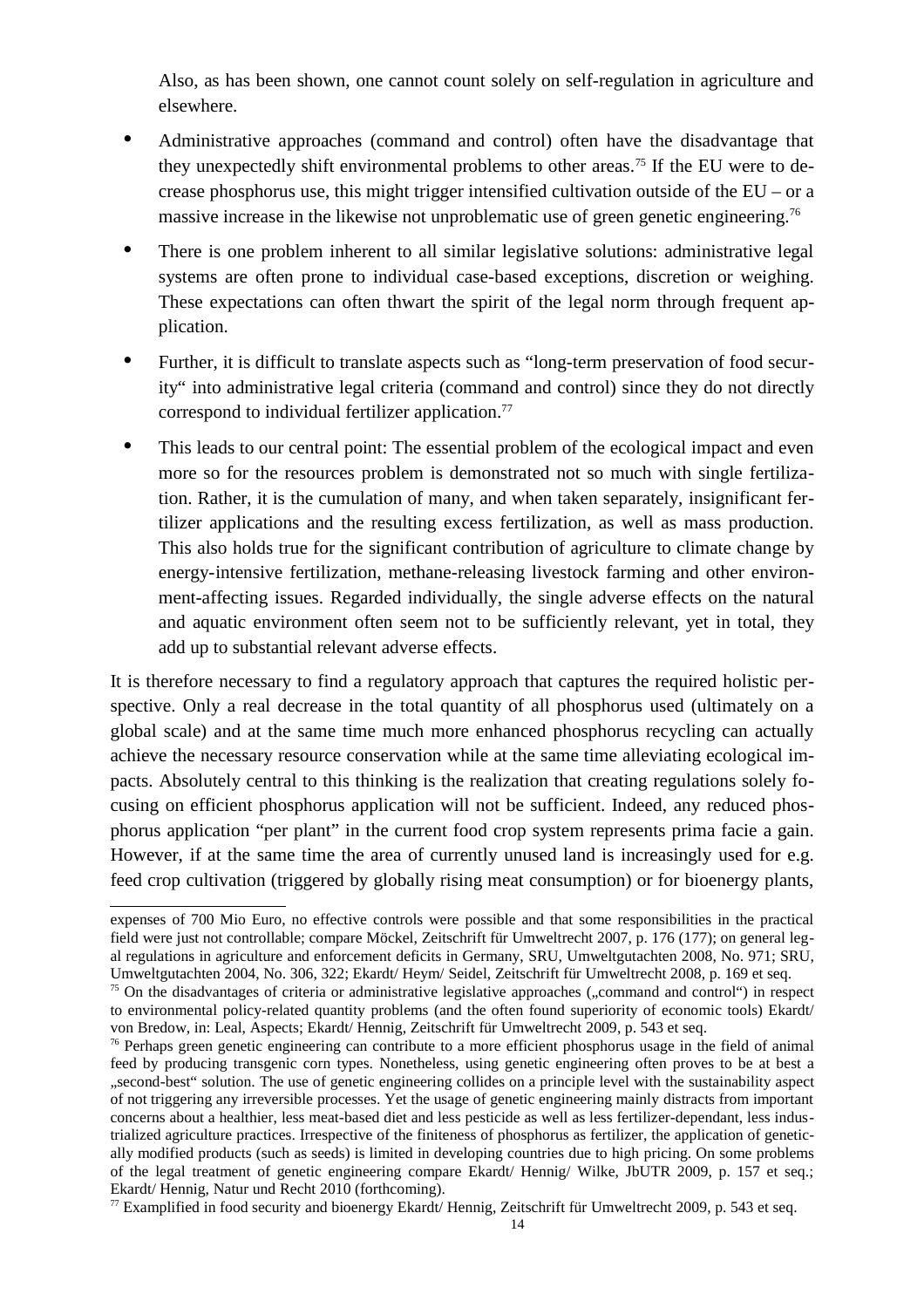Also, as has been shown, one cannot count solely on self-regulation in agriculture and elsewhere.

- Administrative approaches (command and control) often have the disadvantage that they unexpectedly shift environmental problems to other areas.[75] If the EU were to decrease phosphorus use, this might trigger intensified cultivation outside of the EU – or a massive increase in the likewise not unproblematic use of green genetic engineering.[76]
- There is one problem inherent to all similar legislative solutions: administrative legal systems are often prone to individual case-based exceptions, discretion or weighing. These expectations can often thwart the spirit of the legal norm through frequent application.
- Further, it is difficult to translate aspects such as "long-term preservation of food security" into administrative legal criteria (command and control) since they do not directly correspond to individual fertilizer application.[77]
- This leads to our central point: The essential problem of the ecological impact and even more so for the resources problem is demonstrated not so much with single fertilization. Rather, it is the cumulation of many, and when taken separately, insignificant fertilizer applications and the resulting excess fertilization, as well as mass production. This also holds true for the significant contribution of agriculture to climate change by energy-intensive fertilization, methane-releasing livestock farming and other environment-affecting issues. Regarded individually, the single adverse effects on the natural and aquatic environment often seem not to be sufficiently relevant, yet in total, they add up to substantial relevant adverse effects.

It is therefore necessary to find a regulatory approach that captures the required holistic perspective. Only a real decrease in the total quantity of all phosphorus used (ultimately on a global scale) and at the same time much more enhanced phosphorus recycling can actually achieve the necessary resource conservation while at the same time alleviating ecological impacts. Absolutely central to this thinking is the realization that creating regulations solely focusing on efficient phosphorus application will not be sufficient. Indeed, any reduced phosphorus application "per plant" in the current food crop system represents prima facie a gain. However, if at the same time the area of currently unused land is increasingly used for e.g. feed crop cultivation (triggered by globally rising meat consumption) or for bioenergy plants,

---

expenses of 700 Mio Euro, no effective controls were possible and that some responsibilities in the practical field were just not controllable; compare Möckel, Zeitschrift für Umweltrecht 2007, p. 176 (177); on general legal regulations in agriculture and enforcement deficits in Germany, SRU, Umweltgutachten 2008, No. 971; SRU, Umweltgutachten 2004, No. 306, 322; Ekardt/ Heym/ Seidel, Zeitschrift für Umweltrecht 2008, p. 169 et seq.

[75] On the disadvantages of criteria or administrative legislative approaches („command and control") in respect to environmental policy-related quantity problems (and the often found superiority of economic tools) Ekardt/ von Bredow, in: Leal, Aspects; Ekardt/ Hennig, Zeitschrift für Umweltrecht 2009, p. 543 et seq.

[76] Perhaps green genetic engineering can contribute to a more efficient phosphorus usage in the field of animal feed by producing transgenic corn types. Nonetheless, using genetic engineering often proves to be at best a „second-best" solution. The use of genetic engineering collides on a principle level with the sustainability aspect of not triggering any irreversible processes. Yet the usage of genetic engineering mainly distracts from important concerns about a healthier, less meat-based diet and less pesticide as well as less fertilizer-dependant, less industrialized agriculture practices. Irrespective of the finiteness of phosphorus as fertilizer, the application of genetically modified products (such as seeds) is limited in developing countries due to high pricing. On some problems of the legal treatment of genetic engineering compare Ekardt/ Hennig/ Wilke, JbUTR 2009, p. 157 et seq.; Ekardt/ Hennig, Natur und Recht 2010 (forthcoming).

[77] Examplified in food security and bioenergy Ekardt/ Hennig, Zeitschrift für Umweltrecht 2009, p. 543 et seq.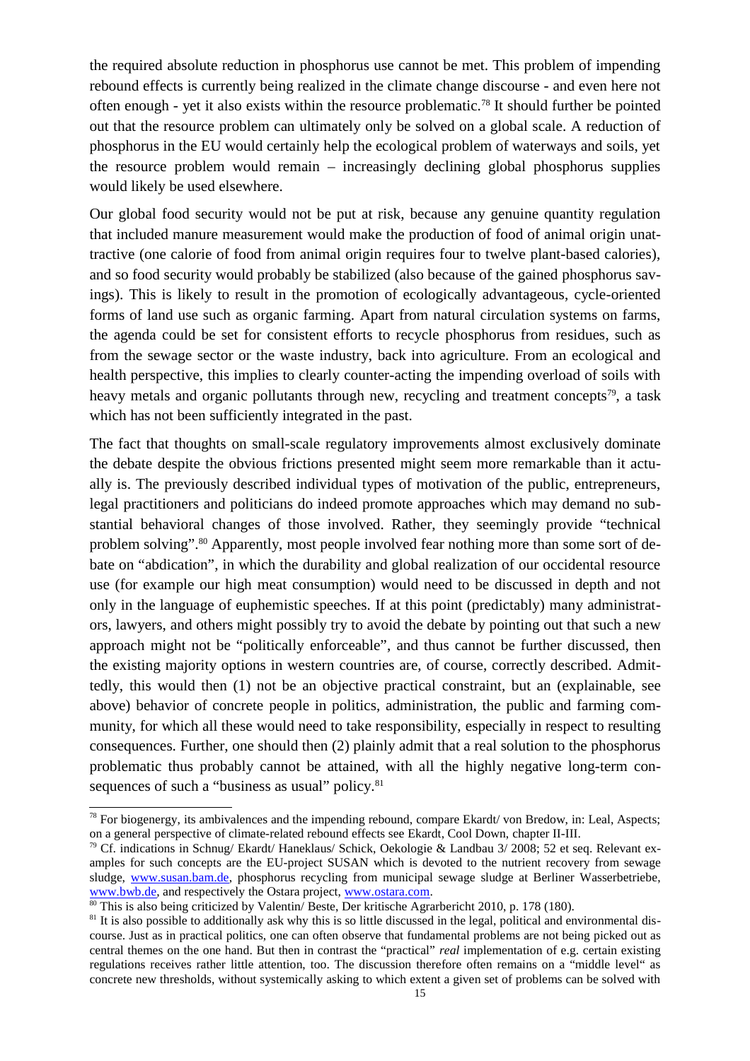the required absolute reduction in phosphorus use cannot be met. This problem of impending rebound effects is currently being realized in the climate change discourse - and even here not often enough - yet it also exists within the resource problematic.[78] It should further be pointed out that the resource problem can ultimately only be solved on a global scale. A reduction of phosphorus in the EU would certainly help the ecological problem of waterways and soils, yet the resource problem would remain – increasingly declining global phosphorus supplies would likely be used elsewhere.

Our global food security would not be put at risk, because any genuine quantity regulation that included manure measurement would make the production of food of animal origin unattractive (one calorie of food from animal origin requires four to twelve plant-based calories), and so food security would probably be stabilized (also because of the gained phosphorus savings). This is likely to result in the promotion of ecologically advantageous, cycle-oriented forms of land use such as organic farming. Apart from natural circulation systems on farms, the agenda could be set for consistent efforts to recycle phosphorus from residues, such as from the sewage sector or the waste industry, back into agriculture. From an ecological and health perspective, this implies to clearly counter-acting the impending overload of soils with heavy metals and organic pollutants through new, recycling and treatment concepts[79], a task which has not been sufficiently integrated in the past.

The fact that thoughts on small-scale regulatory improvements almost exclusively dominate the debate despite the obvious frictions presented might seem more remarkable than it actually is. The previously described individual types of motivation of the public, entrepreneurs, legal practitioners and politicians do indeed promote approaches which may demand no substantial behavioral changes of those involved. Rather, they seemingly provide "technical problem solving".[80] Apparently, most people involved fear nothing more than some sort of debate on "abdication", in which the durability and global realization of our occidental resource use (for example our high meat consumption) would need to be discussed in depth and not only in the language of euphemistic speeches. If at this point (predictably) many administrators, lawyers, and others might possibly try to avoid the debate by pointing out that such a new approach might not be "politically enforceable", and thus cannot be further discussed, then the existing majority options in western countries are, of course, correctly described. Admittedly, this would then (1) not be an objective practical constraint, but an (explainable, see above) behavior of concrete people in politics, administration, the public and farming community, for which all these would need to take responsibility, especially in respect to resulting consequences. Further, one should then (2) plainly admit that a real solution to the phosphorus problematic thus probably cannot be attained, with all the highly negative long-term consequences of such a "business as usual" policy.[81]

---

[78] For biogenergy, its ambivalences and the impending rebound, compare Ekardt/ von Bredow, in: Leal, Aspects; on a general perspective of climate-related rebound effects see Ekardt, Cool Down, chapter II-III.

[79] Cf. indications in Schnug/ Ekardt/ Haneklaus/ Schick, Oekologie & Landbau 3/ 2008; 52 et seq. Relevant examples for such concepts are the EU-project SUSAN which is devoted to the nutrient recovery from sewage sludge, www.susan.bam.de, phosphorus recycling from municipal sewage sludge at Berliner Wasserbetriebe, www.bwb.de, and respectively the Ostara project, www.ostara.com.

[80] This is also being criticized by Valentin/ Beste, Der kritische Agrarbericht 2010, p. 178 (180).

[81] It is also possible to additionally ask why this is so little discussed in the legal, political and environmental discourse. Just as in practical politics, one can often observe that fundamental problems are not being picked out as central themes on the one hand. But then in contrast the "practical" *real* implementation of e.g. certain existing regulations receives rather little attention, too. The discussion therefore often remains on a "middle level" as concrete new thresholds, without systemically asking to which extent a given set of problems can be solved with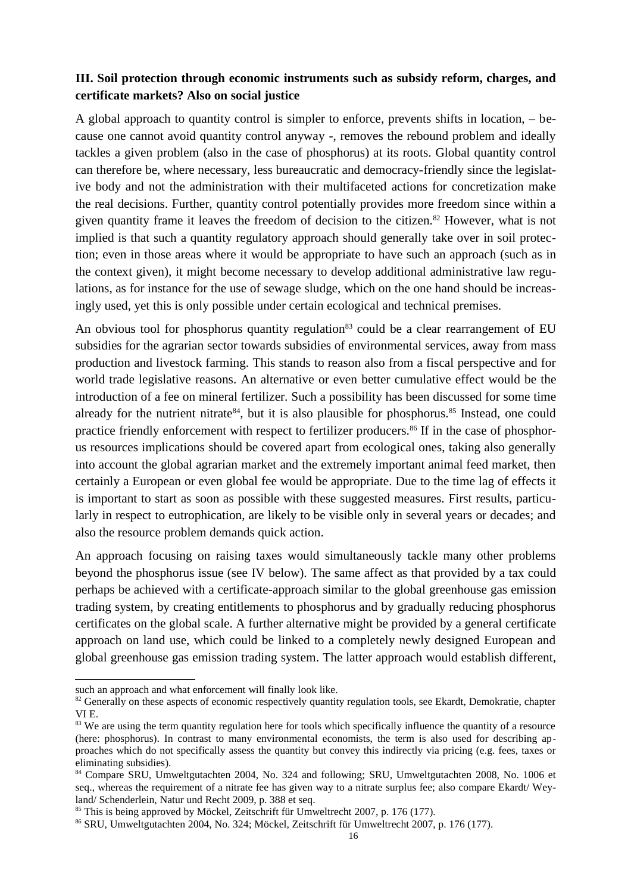### III. Soil protection through economic instruments such as subsidy reform, charges, and certificate markets? Also on social justice

A global approach to quantity control is simpler to enforce, prevents shifts in location, – because one cannot avoid quantity control anyway -, removes the rebound problem and ideally tackles a given problem (also in the case of phosphorus) at its roots. Global quantity control can therefore be, where necessary, less bureaucratic and democracy-friendly since the legislative body and not the administration with their multifaceted actions for concretization make the real decisions. Further, quantity control potentially provides more freedom since within a given quantity frame it leaves the freedom of decision to the citizen.[82] However, what is not implied is that such a quantity regulatory approach should generally take over in soil protection; even in those areas where it would be appropriate to have such an approach (such as in the context given), it might become necessary to develop additional administrative law regulations, as for instance for the use of sewage sludge, which on the one hand should be increasingly used, yet this is only possible under certain ecological and technical premises.

An obvious tool for phosphorus quantity regulation[83] could be a clear rearrangement of EU subsidies for the agrarian sector towards subsidies of environmental services, away from mass production and livestock farming. This stands to reason also from a fiscal perspective and for world trade legislative reasons. An alternative or even better cumulative effect would be the introduction of a fee on mineral fertilizer. Such a possibility has been discussed for some time already for the nutrient nitrate[84], but it is also plausible for phosphorus.[85] Instead, one could practice friendly enforcement with respect to fertilizer producers.[86] If in the case of phosphorus resources implications should be covered apart from ecological ones, taking also generally into account the global agrarian market and the extremely important animal feed market, then certainly a European or even global fee would be appropriate. Due to the time lag of effects it is important to start as soon as possible with these suggested measures. First results, particularly in respect to eutrophication, are likely to be visible only in several years or decades; and also the resource problem demands quick action.

An approach focusing on raising taxes would simultaneously tackle many other problems beyond the phosphorus issue (see IV below). The same affect as that provided by a tax could perhaps be achieved with a certificate-approach similar to the global greenhouse gas emission trading system, by creating entitlements to phosphorus and by gradually reducing phosphorus certificates on the global scale. A further alternative might be provided by a general certificate approach on land use, which could be linked to a completely newly designed European and global greenhouse gas emission trading system. The latter approach would establish different,

---

such an approach and what enforcement will finally look like.

[82] Generally on these aspects of economic respectively quantity regulation tools, see Ekardt, Demokratie, chapter VI E.

[83] We are using the term quantity regulation here for tools which specifically influence the quantity of a resource (here: phosphorus). In contrast to many environmental economists, the term is also used for describing approaches which do not specifically assess the quantity but convey this indirectly via pricing (e.g. fees, taxes or eliminating subsidies).

[84] Compare SRU, Umweltgutachten 2004, No. 324 and following; SRU, Umweltgutachten 2008, No. 1006 et seq., whereas the requirement of a nitrate fee has given way to a nitrate surplus fee; also compare Ekardt/ Weyland/ Schenderlein, Natur und Recht 2009, p. 388 et seq.

[85] This is being approved by Möckel, Zeitschrift für Umweltrecht 2007, p. 176 (177).

[86] SRU, Umweltgutachten 2004, No. 324; Möckel, Zeitschrift für Umweltrecht 2007, p. 176 (177).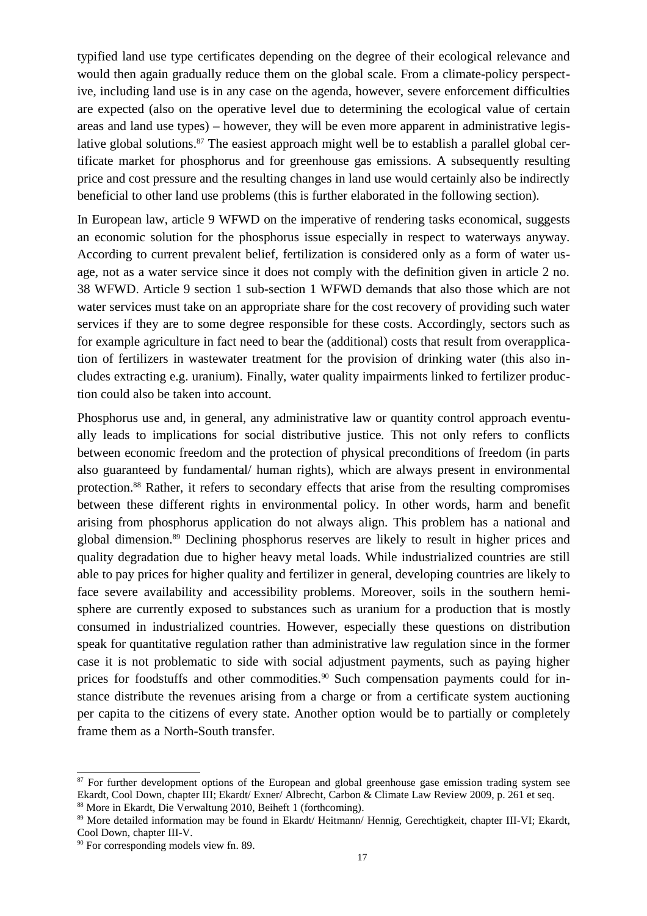typified land use type certificates depending on the degree of their ecological relevance and would then again gradually reduce them on the global scale. From a climate-policy perspective, including land use is in any case on the agenda, however, severe enforcement difficulties are expected (also on the operative level due to determining the ecological value of certain areas and land use types) – however, they will be even more apparent in administrative legislative global solutions.[87] The easiest approach might well be to establish a parallel global certificate market for phosphorus and for greenhouse gas emissions. A subsequently resulting price and cost pressure and the resulting changes in land use would certainly also be indirectly beneficial to other land use problems (this is further elaborated in the following section).

In European law, article 9 WFWD on the imperative of rendering tasks economical, suggests an economic solution for the phosphorus issue especially in respect to waterways anyway. According to current prevalent belief, fertilization is considered only as a form of water usage, not as a water service since it does not comply with the definition given in article 2 no. 38 WFWD. Article 9 section 1 sub-section 1 WFWD demands that also those which are not water services must take on an appropriate share for the cost recovery of providing such water services if they are to some degree responsible for these costs. Accordingly, sectors such as for example agriculture in fact need to bear the (additional) costs that result from overapplication of fertilizers in wastewater treatment for the provision of drinking water (this also includes extracting e.g. uranium). Finally, water quality impairments linked to fertilizer production could also be taken into account.

Phosphorus use and, in general, any administrative law or quantity control approach eventually leads to implications for social distributive justice. This not only refers to conflicts between economic freedom and the protection of physical preconditions of freedom (in parts also guaranteed by fundamental/ human rights), which are always present in environmental protection.[88] Rather, it refers to secondary effects that arise from the resulting compromises between these different rights in environmental policy. In other words, harm and benefit arising from phosphorus application do not always align. This problem has a national and global dimension.[89] Declining phosphorus reserves are likely to result in higher prices and quality degradation due to higher heavy metal loads. While industrialized countries are still able to pay prices for higher quality and fertilizer in general, developing countries are likely to face severe availability and accessibility problems. Moreover, soils in the southern hemisphere are currently exposed to substances such as uranium for a production that is mostly consumed in industrialized countries. However, especially these questions on distribution speak for quantitative regulation rather than administrative law regulation since in the former case it is not problematic to side with social adjustment payments, such as paying higher prices for foodstuffs and other commodities.[90] Such compensation payments could for instance distribute the revenues arising from a charge or from a certificate system auctioning per capita to the citizens of every state. Another option would be to partially or completely frame them as a North-South transfer.

---

[87] For further development options of the European and global greenhouse gase emission trading system see Ekardt, Cool Down, chapter III; Ekardt/ Exner/ Albrecht, Carbon & Climate Law Review 2009, p. 261 et seq.

[88] More in Ekardt, Die Verwaltung 2010, Beiheft 1 (forthcoming).

[89] More detailed information may be found in Ekardt/ Heitmann/ Hennig, Gerechtigkeit, chapter III-VI; Ekardt, Cool Down, chapter III-V.

[90] For corresponding models view fn. 89.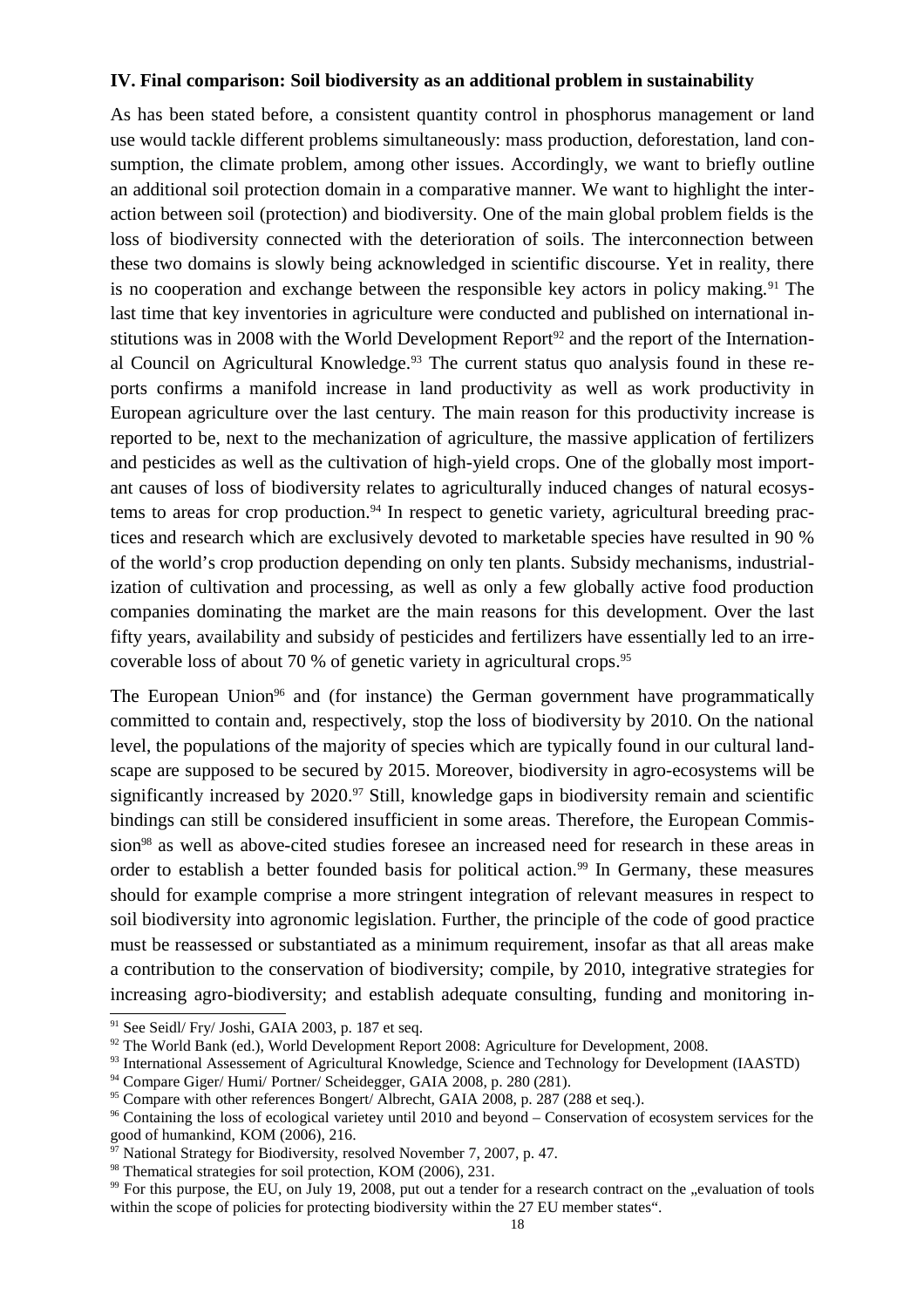**IV. Final comparison: Soil biodiversity as an additional problem in sustainability**

As has been stated before, a consistent quantity control in phosphorus management or land use would tackle different problems simultaneously: mass production, deforestation, land consumption, the climate problem, among other issues. Accordingly, we want to briefly outline an additional soil protection domain in a comparative manner. We want to highlight the interaction between soil (protection) and biodiversity. One of the main global problem fields is the loss of biodiversity connected with the deterioration of soils. The interconnection between these two domains is slowly being acknowledged in scientific discourse. Yet in reality, there is no cooperation and exchange between the responsible key actors in policy making.[91] The last time that key inventories in agriculture were conducted and published on international institutions was in 2008 with the World Development Report[92] and the report of the International Council on Agricultural Knowledge.[93] The current status quo analysis found in these reports confirms a manifold increase in land productivity as well as work productivity in European agriculture over the last century. The main reason for this productivity increase is reported to be, next to the mechanization of agriculture, the massive application of fertilizers and pesticides as well as the cultivation of high-yield crops. One of the globally most important causes of loss of biodiversity relates to agriculturally induced changes of natural ecosystems to areas for crop production.[94] In respect to genetic variety, agricultural breeding practices and research which are exclusively devoted to marketable species have resulted in 90 % of the world's crop production depending on only ten plants. Subsidy mechanisms, industrialization of cultivation and processing, as well as only a few globally active food production companies dominating the market are the main reasons for this development. Over the last fifty years, availability and subsidy of pesticides and fertilizers have essentially led to an irrecoverable loss of about 70 % of genetic variety in agricultural crops.[95]

The European Union[96] and (for instance) the German government have programmatically committed to contain and, respectively, stop the loss of biodiversity by 2010. On the national level, the populations of the majority of species which are typically found in our cultural landscape are supposed to be secured by 2015. Moreover, biodiversity in agro-ecosystems will be significantly increased by 2020.[97] Still, knowledge gaps in biodiversity remain and scientific bindings can still be considered insufficient in some areas. Therefore, the European Commission[98] as well as above-cited studies foresee an increased need for research in these areas in order to establish a better founded basis for political action.[99] In Germany, these measures should for example comprise a more stringent integration of relevant measures in respect to soil biodiversity into agronomic legislation. Further, the principle of the code of good practice must be reassessed or substantiated as a minimum requirement, insofar as that all areas make a contribution to the conservation of biodiversity; compile, by 2010, integrative strategies for increasing agro-biodiversity; and establish adequate consulting, funding and monitoring in-

[91] See Seidl/ Fry/ Joshi, GAIA 2003, p. 187 et seq.

[92] The World Bank (ed.), World Development Report 2008: Agriculture for Development, 2008.

[93] International Assessement of Agricultural Knowledge, Science and Technology for Development (IAASTD)

[94] Compare Giger/ Humi/ Portner/ Scheidegger, GAIA 2008, p. 280 (281).

[95] Compare with other references Bongert/ Albrecht, GAIA 2008, p. 287 (288 et seq.).

[96] Containing the loss of ecological varietey until 2010 and beyond – Conservation of ecosystem services for the good of humankind, KOM (2006), 216.

[97] National Strategy for Biodiversity, resolved November 7, 2007, p. 47.

[98] Thematical strategies for soil protection, KOM (2006), 231.

[99] For this purpose, the EU, on July 19, 2008, put out a tender for a research contract on the „evaluation of tools within the scope of policies for protecting biodiversity within the 27 EU member states".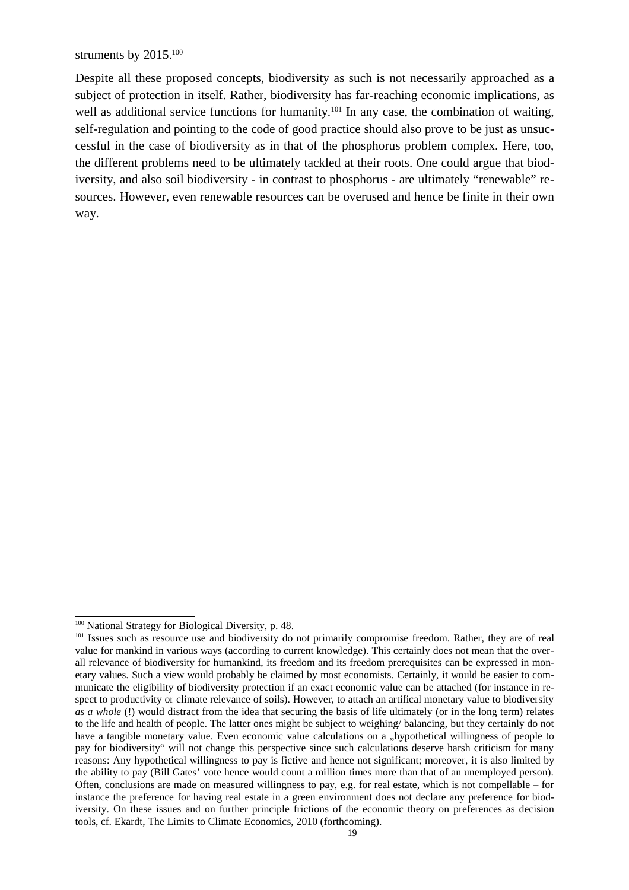struments by 2015.[100]

Despite all these proposed concepts, biodiversity as such is not necessarily approached as a subject of protection in itself. Rather, biodiversity has far-reaching economic implications, as well as additional service functions for humanity.[101] In any case, the combination of waiting, self-regulation and pointing to the code of good practice should also prove to be just as unsuccessful in the case of biodiversity as in that of the phosphorus problem complex. Here, too, the different problems need to be ultimately tackled at their roots. One could argue that biodiversity, and also soil biodiversity - in contrast to phosphorus - are ultimately "renewable" resources. However, even renewable resources can be overused and hence be finite in their own way.

---

[100] National Strategy for Biological Diversity, p. 48.

[101] Issues such as resource use and biodiversity do not primarily compromise freedom. Rather, they are of real value for mankind in various ways (according to current knowledge). This certainly does not mean that the overall relevance of biodiversity for humankind, its freedom and its freedom prerequisites can be expressed in monetary values. Such a view would probably be claimed by most economists. Certainly, it would be easier to communicate the eligibility of biodiversity protection if an exact economic value can be attached (for instance in respect to productivity or climate relevance of soils). However, to attach an artifical monetary value to biodiversity *as a whole* (!) would distract from the idea that securing the basis of life ultimately (or in the long term) relates to the life and health of people. The latter ones might be subject to weighing/ balancing, but they certainly do not have a tangible monetary value. Even economic value calculations on a „hypothetical willingness of people to pay for biodiversity" will not change this perspective since such calculations deserve harsh criticism for many reasons: Any hypothetical willingness to pay is fictive and hence not significant; moreover, it is also limited by the ability to pay (Bill Gates' vote hence would count a million times more than that of an unemployed person). Often, conclusions are made on measured willingness to pay, e.g. for real estate, which is not compellable – for instance the preference for having real estate in a green environment does not declare any preference for biodiversity. On these issues and on further principle frictions of the economic theory on preferences as decision tools, cf. Ekardt, The Limits to Climate Economics, 2010 (forthcoming).